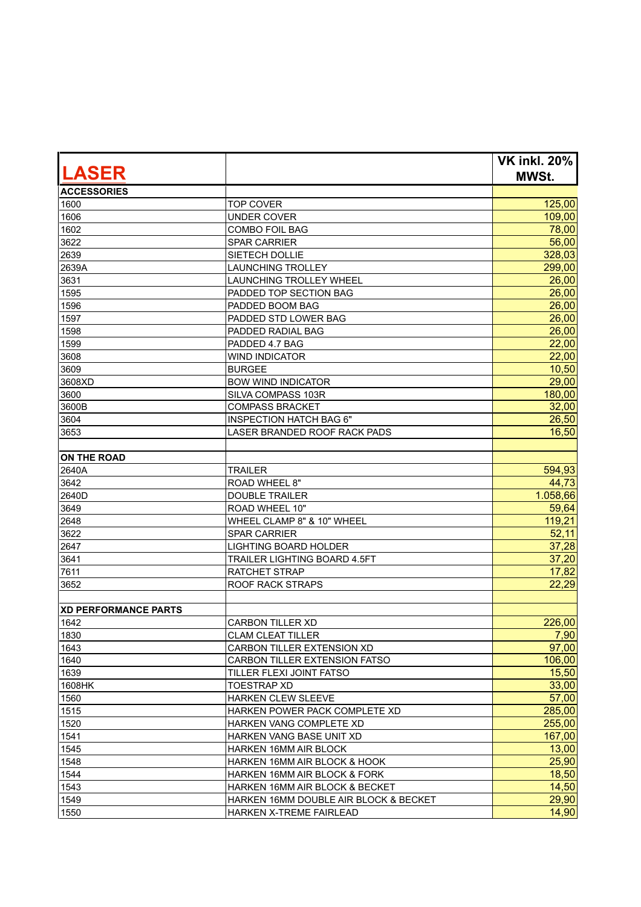| LASER | | VK inkl. 20% MWSt. |
|---|---|---|
| **ACCESSORIES** | | |
| 1600 | TOP COVER | 125,00 |
| 1606 | UNDER COVER | 109,00 |
| 1602 | COMBO FOIL BAG | 78,00 |
| 3622 | SPAR CARRIER | 56,00 |
| 2639 | SIETECH DOLLIE | 328,03 |
| 2639A | LAUNCHING TROLLEY | 299,00 |
| 3631 | LAUNCHING TROLLEY WHEEL | 26,00 |
| 1595 | PADDED TOP SECTION BAG | 26,00 |
| 1596 | PADDED BOOM BAG | 26,00 |
| 1597 | PADDED STD LOWER BAG | 26,00 |
| 1598 | PADDED RADIAL BAG | 26,00 |
| 1599 | PADDED 4.7 BAG | 22,00 |
| 3608 | WIND INDICATOR | 22,00 |
| 3609 | BURGEE | 10,50 |
| 3608XD | BOW WIND INDICATOR | 29,00 |
| 3600 | SILVA COMPASS 103R | 180,00 |
| 3600B | COMPASS BRACKET | 32,00 |
| 3604 | INSPECTION HATCH BAG 6" | 26,50 |
| 3653 | LASER BRANDED ROOF RACK PADS | 16,50 |
| | | |
| **ON THE ROAD** | | |
| 2640A | TRAILER | 594,93 |
| 3642 | ROAD WHEEL 8" | 44,73 |
| 2640D | DOUBLE TRAILER | 1.058,66 |
| 3649 | ROAD WHEEL 10" | 59,64 |
| 2648 | WHEEL CLAMP 8" & 10" WHEEL | 119,21 |
| 3622 | SPAR CARRIER | 52,11 |
| 2647 | LIGHTING BOARD HOLDER | 37,28 |
| 3641 | TRAILER LIGHTING BOARD 4.5FT | 37,20 |
| 7611 | RATCHET STRAP | 17,82 |
| 3652 | ROOF RACK STRAPS | 22,29 |
| | | |
| **XD PERFORMANCE PARTS** | | |
| 1642 | CARBON TILLER XD | 226,00 |
| 1830 | CLAM CLEAT TILLER | 7,90 |
| 1643 | CARBON TILLER EXTENSION XD | 97,00 |
| 1640 | CARBON TILLER EXTENSION FATSO | 106,00 |
| 1639 | TILLER FLEXI JOINT FATSO | 15,50 |
| 1608HK | TOESTRAP XD | 33,00 |
| 1560 | HARKEN CLEW SLEEVE | 57,00 |
| 1515 | HARKEN POWER PACK COMPLETE XD | 285,00 |
| 1520 | HARKEN VANG COMPLETE XD | 255,00 |
| 1541 | HARKEN VANG BASE UNIT XD | 167,00 |
| 1545 | HARKEN 16MM AIR BLOCK | 13,00 |
| 1548 | HARKEN 16MM AIR BLOCK & HOOK | 25,90 |
| 1544 | HARKEN 16MM AIR BLOCK & FORK | 18,50 |
| 1543 | HARKEN 16MM AIR BLOCK & BECKET | 14,50 |
| 1549 | HARKEN 16MM DOUBLE AIR BLOCK & BECKET | 29,90 |
| 1550 | HARKEN X-TREME FAIRLEAD | 14,90 |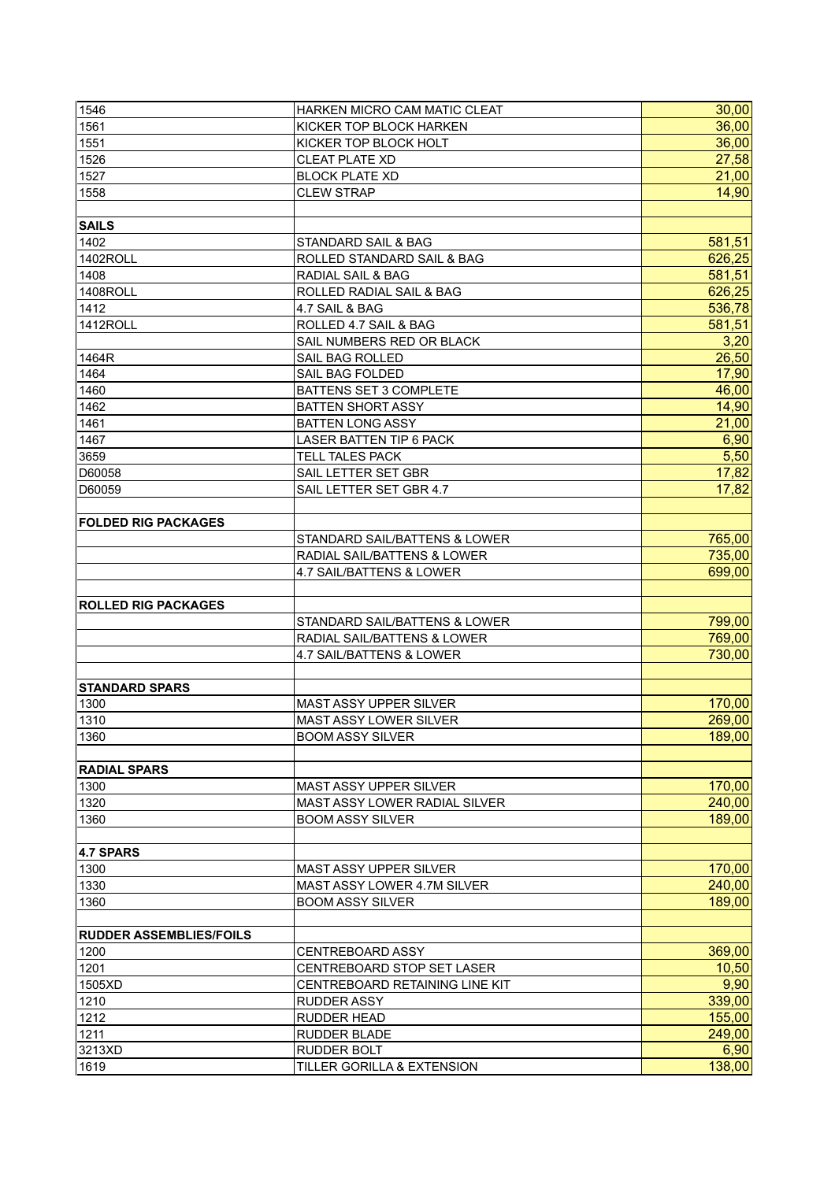| | | |
|---|---|---|
| 1546 | HARKEN MICRO CAM MATIC CLEAT | 30,00 |
| 1561 | KICKER TOP BLOCK HARKEN | 36,00 |
| 1551 | KICKER TOP BLOCK HOLT | 36,00 |
| 1526 | CLEAT PLATE XD | 27,58 |
| 1527 | BLOCK PLATE XD | 21,00 |
| 1558 | CLEW STRAP | 14,90 |
| | | |
| **SAILS** | | |
| 1402 | STANDARD SAIL & BAG | 581,51 |
| 1402ROLL | ROLLED STANDARD SAIL & BAG | 626,25 |
| 1408 | RADIAL SAIL & BAG | 581,51 |
| 1408ROLL | ROLLED RADIAL SAIL & BAG | 626,25 |
| 1412 | 4.7 SAIL & BAG | 536,78 |
| 1412ROLL | ROLLED 4.7 SAIL & BAG | 581,51 |
| | SAIL NUMBERS RED OR BLACK | 3,20 |
| 1464R | SAIL BAG ROLLED | 26,50 |
| 1464 | SAIL BAG FOLDED | 17,90 |
| 1460 | BATTENS SET 3 COMPLETE | 46,00 |
| 1462 | BATTEN SHORT ASSY | 14,90 |
| 1461 | BATTEN LONG ASSY | 21,00 |
| 1467 | LASER BATTEN TIP 6 PACK | 6,90 |
| 3659 | TELL TALES PACK | 5,50 |
| D60058 | SAIL LETTER SET GBR | 17,82 |
| D60059 | SAIL LETTER SET GBR 4.7 | 17,82 |
| | | |
| **FOLDED RIG PACKAGES** | | |
| | STANDARD SAIL/BATTENS & LOWER | 765,00 |
| | RADIAL SAIL/BATTENS & LOWER | 735,00 |
| | 4.7 SAIL/BATTENS & LOWER | 699,00 |
| | | |
| **ROLLED RIG PACKAGES** | | |
| | STANDARD SAIL/BATTENS & LOWER | 799,00 |
| | RADIAL SAIL/BATTENS & LOWER | 769,00 |
| | 4.7 SAIL/BATTENS & LOWER | 730,00 |
| | | |
| **STANDARD SPARS** | | |
| 1300 | MAST ASSY UPPER SILVER | 170,00 |
| 1310 | MAST ASSY LOWER SILVER | 269,00 |
| 1360 | BOOM ASSY SILVER | 189,00 |
| | | |
| **RADIAL SPARS** | | |
| 1300 | MAST ASSY UPPER SILVER | 170,00 |
| 1320 | MAST ASSY LOWER RADIAL SILVER | 240,00 |
| 1360 | BOOM ASSY SILVER | 189,00 |
| | | |
| **4.7 SPARS** | | |
| 1300 | MAST ASSY UPPER SILVER | 170,00 |
| 1330 | MAST ASSY LOWER 4.7M SILVER | 240,00 |
| 1360 | BOOM ASSY SILVER | 189,00 |
| | | |
| **RUDDER ASSEMBLIES/FOILS** | | |
| 1200 | CENTREBOARD ASSY | 369,00 |
| 1201 | CENTREBOARD STOP SET LASER | 10,50 |
| 1505XD | CENTREBOARD RETAINING LINE KIT | 9,90 |
| 1210 | RUDDER ASSY | 339,00 |
| 1212 | RUDDER HEAD | 155,00 |
| 1211 | RUDDER BLADE | 249,00 |
| 3213XD | RUDDER BOLT | 6,90 |
| 1619 | TILLER GORILLA & EXTENSION | 138,00 |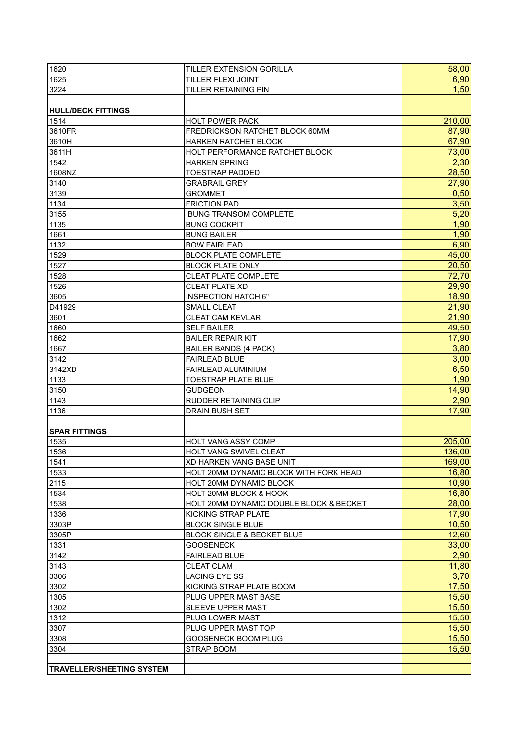| | | |
|---|---|---|
| 1620 | TILLER EXTENSION GORILLA | 58,00 |
| 1625 | TILLER FLEXI JOINT | 6,90 |
| 3224 | TILLER RETAINING PIN | 1,50 |
| | | |
| **HULL/DECK FITTINGS** | | |
| 1514 | HOLT POWER PACK | 210,00 |
| 3610FR | FREDRICKSON RATCHET BLOCK 60MM | 87,90 |
| 3610H | HARKEN RATCHET BLOCK | 67,90 |
| 3611H | HOLT PERFORMANCE RATCHET BLOCK | 73,00 |
| 1542 | HARKEN SPRING | 2,30 |
| 1608NZ | TOESTRAP PADDED | 28,50 |
| 3140 | GRABRAIL GREY | 27,90 |
| 3139 | GROMMET | 0,50 |
| 1134 | FRICTION PAD | 3,50 |
| 3155 | BUNG TRANSOM COMPLETE | 5,20 |
| 1135 | BUNG COCKPIT | 1,90 |
| 1661 | BUNG BAILER | 1,90 |
| 1132 | BOW FAIRLEAD | 6,90 |
| 1529 | BLOCK PLATE COMPLETE | 45,00 |
| 1527 | BLOCK PLATE ONLY | 20,50 |
| 1528 | CLEAT PLATE COMPLETE | 72,70 |
| 1526 | CLEAT PLATE XD | 29,90 |
| 3605 | INSPECTION HATCH 6" | 18,90 |
| D41929 | SMALL CLEAT | 21,90 |
| 3601 | CLEAT CAM KEVLAR | 21,90 |
| 1660 | SELF BAILER | 49,50 |
| 1662 | BAILER REPAIR KIT | 17,90 |
| 1667 | BAILER BANDS (4 PACK) | 3,80 |
| 3142 | FAIRLEAD BLUE | 3,00 |
| 3142XD | FAIRLEAD ALUMINIUM | 6,50 |
| 1133 | TOESTRAP PLATE BLUE | 1,90 |
| 3150 | GUDGEON | 14,90 |
| 1143 | RUDDER RETAINING CLIP | 2,90 |
| 1136 | DRAIN BUSH SET | 17,90 |
| | | |
| **SPAR FITTINGS** | | |
| 1535 | HOLT VANG ASSY COMP | 205,00 |
| 1536 | HOLT VANG SWIVEL CLEAT | 136,00 |
| 1541 | XD HARKEN VANG BASE UNIT | 169,00 |
| 1533 | HOLT 20MM DYNAMIC BLOCK WITH FORK HEAD | 16,80 |
| 2115 | HOLT 20MM DYNAMIC BLOCK | 10,90 |
| 1534 | HOLT 20MM BLOCK & HOOK | 16,80 |
| 1538 | HOLT 20MM DYNAMIC DOUBLE BLOCK & BECKET | 28,00 |
| 1336 | KICKING STRAP PLATE | 17,90 |
| 3303P | BLOCK SINGLE BLUE | 10,50 |
| 3305P | BLOCK SINGLE & BECKET BLUE | 12,60 |
| 1331 | GOOSENECK | 33,00 |
| 3142 | FAIRLEAD BLUE | 2,90 |
| 3143 | CLEAT CLAM | 11,80 |
| 3306 | LACING EYE SS | 3,70 |
| 3302 | KICKING STRAP PLATE BOOM | 17,50 |
| 1305 | PLUG UPPER MAST BASE | 15,50 |
| 1302 | SLEEVE UPPER MAST | 15,50 |
| 1312 | PLUG LOWER MAST | 15,50 |
| 3307 | PLUG UPPER MAST TOP | 15,50 |
| 3308 | GOOSENECK BOOM PLUG | 15,50 |
| 3304 | STRAP BOOM | 15,50 |
| | | |
| **TRAVELLER/SHEETING SYSTEM** | | |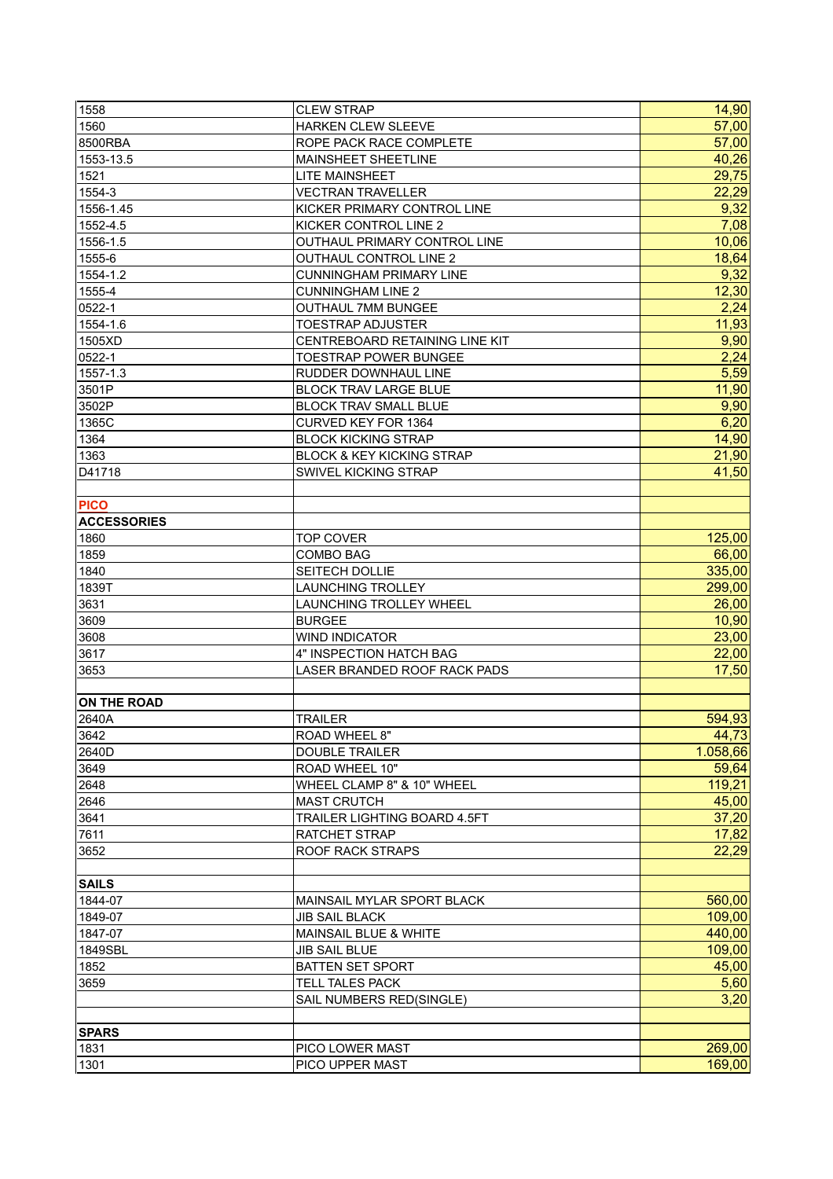| | | |
|---|---|---|
| 1558 | CLEW STRAP | 14,90 |
| 1560 | HARKEN CLEW SLEEVE | 57,00 |
| 8500RBA | ROPE PACK RACE COMPLETE | 57,00 |
| 1553-13.5 | MAINSHEET SHEETLINE | 40,26 |
| 1521 | LITE MAINSHEET | 29,75 |
| 1554-3 | VECTRAN TRAVELLER | 22,29 |
| 1556-1.45 | KICKER PRIMARY CONTROL LINE | 9,32 |
| 1552-4.5 | KICKER CONTROL LINE 2 | 7,08 |
| 1556-1.5 | OUTHAUL PRIMARY CONTROL LINE | 10,06 |
| 1555-6 | OUTHAUL CONTROL LINE 2 | 18,64 |
| 1554-1.2 | CUNNINGHAM PRIMARY LINE | 9,32 |
| 1555-4 | CUNNINGHAM LINE 2 | 12,30 |
| 0522-1 | OUTHAUL 7MM BUNGEE | 2,24 |
| 1554-1.6 | TOESTRAP ADJUSTER | 11,93 |
| 1505XD | CENTREBOARD RETAINING LINE KIT | 9,90 |
| 0522-1 | TOESTRAP POWER BUNGEE | 2,24 |
| 1557-1.3 | RUDDER DOWNHAUL LINE | 5,59 |
| 3501P | BLOCK TRAV LARGE BLUE | 11,90 |
| 3502P | BLOCK TRAV SMALL BLUE | 9,90 |
| 1365C | CURVED KEY FOR 1364 | 6,20 |
| 1364 | BLOCK KICKING STRAP | 14,90 |
| 1363 | BLOCK & KEY KICKING STRAP | 21,90 |
| D41718 | SWIVEL KICKING STRAP | 41,50 |
| | | |
| **PICO** | | |
| **ACCESSORIES** | | |
| 1860 | TOP COVER | 125,00 |
| 1859 | COMBO BAG | 66,00 |
| 1840 | SEITECH DOLLIE | 335,00 |
| 1839T | LAUNCHING TROLLEY | 299,00 |
| 3631 | LAUNCHING TROLLEY WHEEL | 26,00 |
| 3609 | BURGEE | 10,90 |
| 3608 | WIND INDICATOR | 23,00 |
| 3617 | 4" INSPECTION HATCH BAG | 22,00 |
| 3653 | LASER BRANDED ROOF RACK PADS | 17,50 |
| | | |
| **ON THE ROAD** | | |
| 2640A | TRAILER | 594,93 |
| 3642 | ROAD WHEEL 8" | 44,73 |
| 2640D | DOUBLE TRAILER | 1.058,66 |
| 3649 | ROAD WHEEL 10" | 59,64 |
| 2648 | WHEEL CLAMP 8" & 10" WHEEL | 119,21 |
| 2646 | MAST CRUTCH | 45,00 |
| 3641 | TRAILER LIGHTING BOARD 4.5FT | 37,20 |
| 7611 | RATCHET STRAP | 17,82 |
| 3652 | ROOF RACK STRAPS | 22,29 |
| | | |
| **SAILS** | | |
| 1844-07 | MAINSAIL MYLAR SPORT BLACK | 560,00 |
| 1849-07 | JIB SAIL BLACK | 109,00 |
| 1847-07 | MAINSAIL BLUE & WHITE | 440,00 |
| 1849SBL | JIB SAIL BLUE | 109,00 |
| 1852 | BATTEN SET SPORT | 45,00 |
| 3659 | TELL TALES PACK | 5,60 |
| | SAIL NUMBERS RED(SINGLE) | 3,20 |
| | | |
| **SPARS** | | |
| 1831 | PICO LOWER MAST | 269,00 |
| 1301 | PICO UPPER MAST | 169,00 |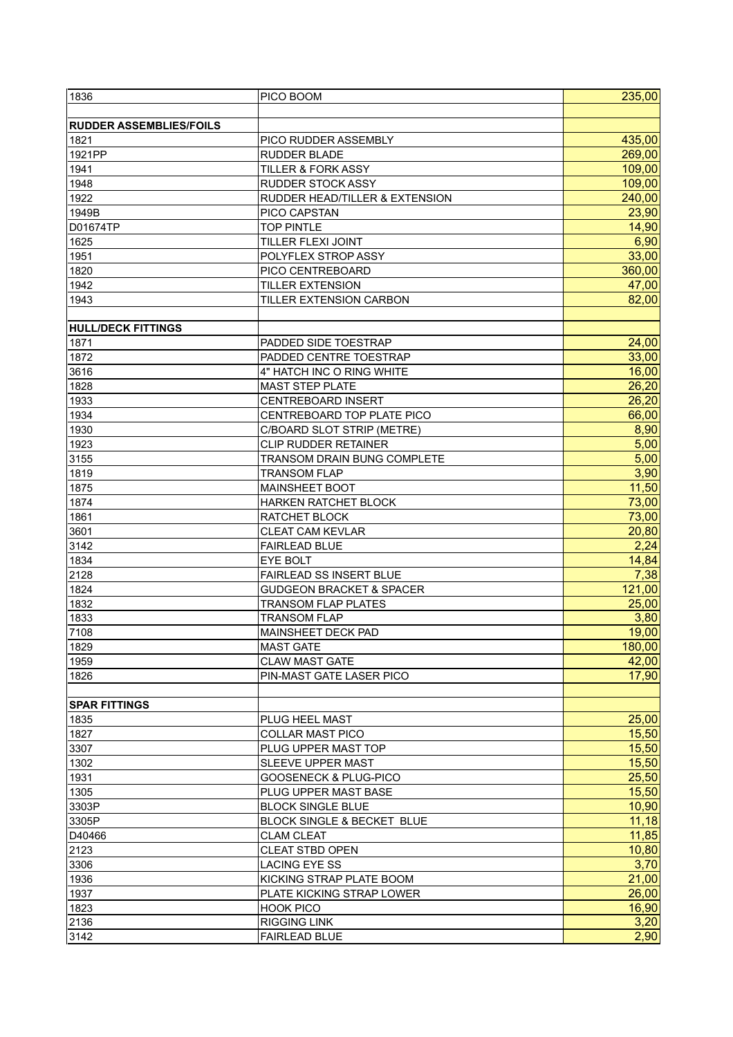| 1836 | PICO BOOM | 235,00 |
|---|---|---|
| | | |
| **RUDDER ASSEMBLIES/FOILS** | | |
| 1821 | PICO RUDDER ASSEMBLY | 435,00 |
| 1921PP | RUDDER BLADE | 269,00 |
| 1941 | TILLER & FORK ASSY | 109,00 |
| 1948 | RUDDER STOCK ASSY | 109,00 |
| 1922 | RUDDER HEAD/TILLER & EXTENSION | 240,00 |
| 1949B | PICO CAPSTAN | 23,90 |
| D01674TP | TOP PINTLE | 14,90 |
| 1625 | TILLER FLEXI JOINT | 6,90 |
| 1951 | POLYFLEX STROP ASSY | 33,00 |
| 1820 | PICO CENTREBOARD | 360,00 |
| 1942 | TILLER EXTENSION | 47,00 |
| 1943 | TILLER EXTENSION CARBON | 82,00 |
| | | |
| **HULL/DECK FITTINGS** | | |
| 1871 | PADDED SIDE TOESTRAP | 24,00 |
| 1872 | PADDED CENTRE TOESTRAP | 33,00 |
| 3616 | 4" HATCH INC O RING WHITE | 16,00 |
| 1828 | MAST STEP PLATE | 26,20 |
| 1933 | CENTREBOARD INSERT | 26,20 |
| 1934 | CENTREBOARD TOP PLATE PICO | 66,00 |
| 1930 | C/BOARD SLOT STRIP (METRE) | 8,90 |
| 1923 | CLIP RUDDER RETAINER | 5,00 |
| 3155 | TRANSOM DRAIN BUNG COMPLETE | 5,00 |
| 1819 | TRANSOM FLAP | 3,90 |
| 1875 | MAINSHEET BOOT | 11,50 |
| 1874 | HARKEN RATCHET BLOCK | 73,00 |
| 1861 | RATCHET BLOCK | 73,00 |
| 3601 | CLEAT CAM KEVLAR | 20,80 |
| 3142 | FAIRLEAD BLUE | 2,24 |
| 1834 | EYE BOLT | 14,84 |
| 2128 | FAIRLEAD SS INSERT BLUE | 7,38 |
| 1824 | GUDGEON BRACKET & SPACER | 121,00 |
| 1832 | TRANSOM FLAP PLATES | 25,00 |
| 1833 | TRANSOM FLAP | 3,80 |
| 7108 | MAINSHEET DECK PAD | 19,00 |
| 1829 | MAST GATE | 180,00 |
| 1959 | CLAW MAST GATE | 42,00 |
| 1826 | PIN-MAST GATE LASER PICO | 17,90 |
| | | |
| **SPAR FITTINGS** | | |
| 1835 | PLUG HEEL MAST | 25,00 |
| 1827 | COLLAR MAST PICO | 15,50 |
| 3307 | PLUG UPPER MAST TOP | 15,50 |
| 1302 | SLEEVE UPPER MAST | 15,50 |
| 1931 | GOOSENECK & PLUG-PICO | 25,50 |
| 1305 | PLUG UPPER MAST BASE | 15,50 |
| 3303P | BLOCK SINGLE BLUE | 10,90 |
| 3305P | BLOCK SINGLE & BECKET BLUE | 11,18 |
| D40466 | CLAM CLEAT | 11,85 |
| 2123 | CLEAT STBD OPEN | 10,80 |
| 3306 | LACING EYE SS | 3,70 |
| 1936 | KICKING STRAP PLATE BOOM | 21,00 |
| 1937 | PLATE KICKING STRAP LOWER | 26,00 |
| 1823 | HOOK PICO | 16,90 |
| 2136 | RIGGING LINK | 3,20 |
| 3142 | FAIRLEAD BLUE | 2,90 |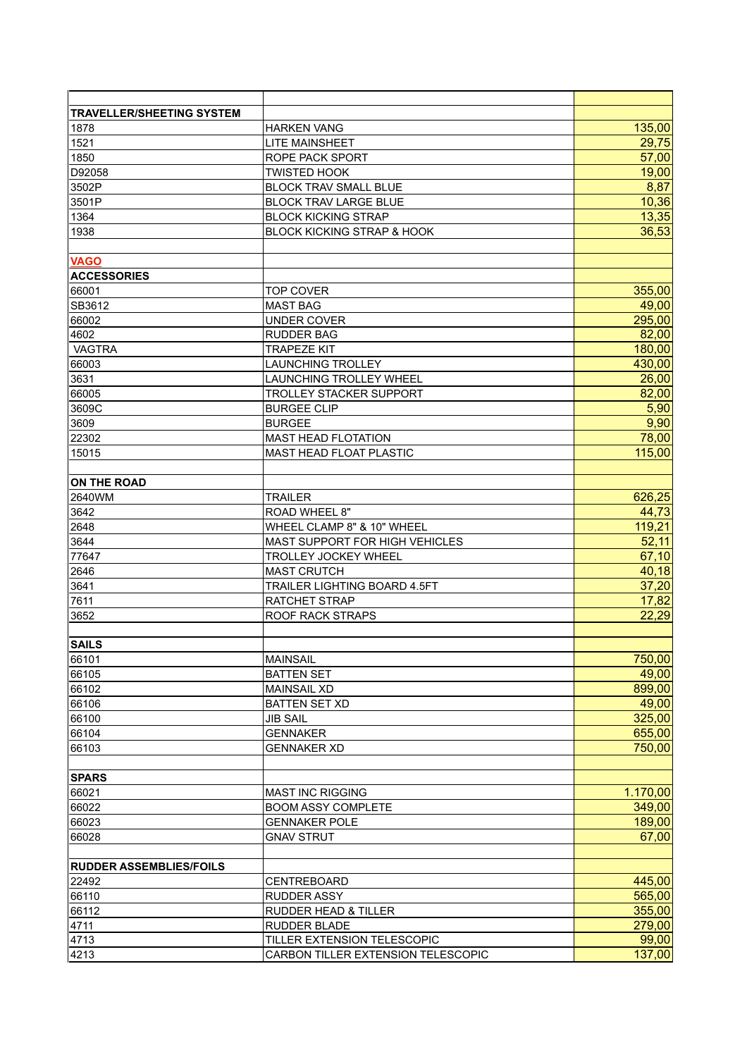| | | |
|---|---|---|
| **TRAVELLER/SHEETING SYSTEM** | | |
| 1878 | HARKEN VANG | 135,00 |
| 1521 | LITE MAINSHEET | 29,75 |
| 1850 | ROPE PACK SPORT | 57,00 |
| D92058 | TWISTED HOOK | 19,00 |
| 3502P | BLOCK TRAV SMALL BLUE | 8,87 |
| 3501P | BLOCK TRAV LARGE BLUE | 10,36 |
| 1364 | BLOCK KICKING STRAP | 13,35 |
| 1938 | BLOCK KICKING STRAP & HOOK | 36,53 |
| | | |
| **VAGO** | | |
| **ACCESSORIES** | | |
| 66001 | TOP COVER | 355,00 |
| SB3612 | MAST BAG | 49,00 |
| 66002 | UNDER COVER | 295,00 |
| 4602 | RUDDER BAG | 82,00 |
| VAGTRA | TRAPEZE KIT | 180,00 |
| 66003 | LAUNCHING TROLLEY | 430,00 |
| 3631 | LAUNCHING TROLLEY WHEEL | 26,00 |
| 66005 | TROLLEY STACKER SUPPORT | 82,00 |
| 3609C | BURGEE CLIP | 5,90 |
| 3609 | BURGEE | 9,90 |
| 22302 | MAST HEAD FLOTATION | 78,00 |
| 15015 | MAST HEAD FLOAT PLASTIC | 115,00 |
| | | |
| **ON THE ROAD** | | |
| 2640WM | TRAILER | 626,25 |
| 3642 | ROAD WHEEL 8" | 44,73 |
| 2648 | WHEEL CLAMP 8" & 10" WHEEL | 119,21 |
| 3644 | MAST SUPPORT FOR HIGH VEHICLES | 52,11 |
| 77647 | TROLLEY JOCKEY WHEEL | 67,10 |
| 2646 | MAST CRUTCH | 40,18 |
| 3641 | TRAILER LIGHTING BOARD 4.5FT | 37,20 |
| 7611 | RATCHET STRAP | 17,82 |
| 3652 | ROOF RACK STRAPS | 22,29 |
| | | |
| **SAILS** | | |
| 66101 | MAINSAIL | 750,00 |
| 66105 | BATTEN SET | 49,00 |
| 66102 | MAINSAIL XD | 899,00 |
| 66106 | BATTEN SET XD | 49,00 |
| 66100 | JIB SAIL | 325,00 |
| 66104 | GENNAKER | 655,00 |
| 66103 | GENNAKER XD | 750,00 |
| | | |
| **SPARS** | | |
| 66021 | MAST INC RIGGING | 1.170,00 |
| 66022 | BOOM ASSY COMPLETE | 349,00 |
| 66023 | GENNAKER POLE | 189,00 |
| 66028 | GNAV STRUT | 67,00 |
| | | |
| **RUDDER ASSEMBLIES/FOILS** | | |
| 22492 | CENTREBOARD | 445,00 |
| 66110 | RUDDER ASSY | 565,00 |
| 66112 | RUDDER HEAD & TILLER | 355,00 |
| 4711 | RUDDER BLADE | 279,00 |
| 4713 | TILLER EXTENSION TELESCOPIC | 99,00 |
| 4213 | CARBON TILLER EXTENSION TELESCOPIC | 137,00 |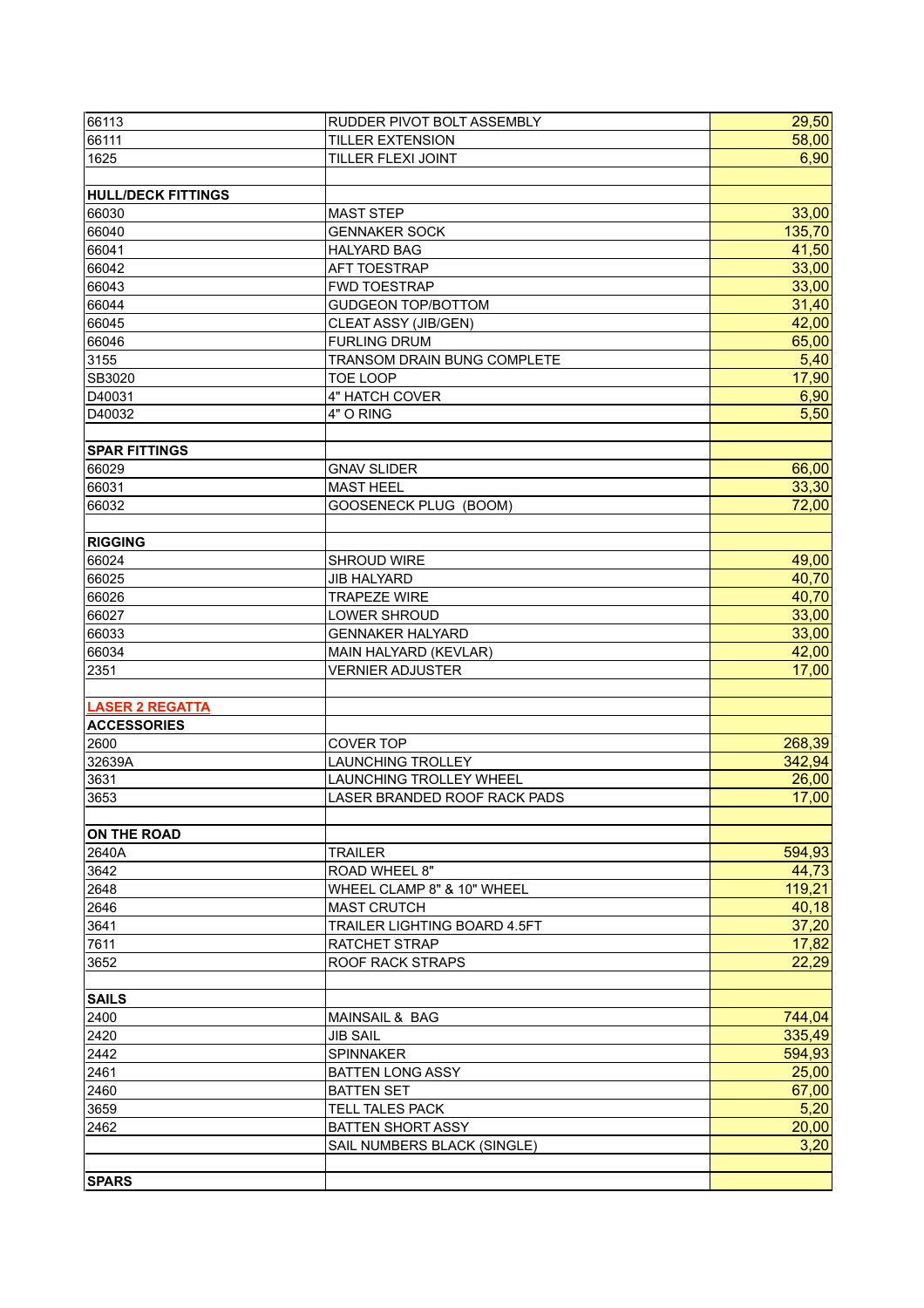| | | |
|---|---|---|
| 66113 | RUDDER PIVOT BOLT ASSEMBLY | 29,50 |
| 66111 | TILLER EXTENSION | 58,00 |
| 1625 | TILLER FLEXI JOINT | 6,90 |
| | | |
| **HULL/DECK FITTINGS** | | |
| 66030 | MAST STEP | 33,00 |
| 66040 | GENNAKER SOCK | 135,70 |
| 66041 | HALYARD BAG | 41,50 |
| 66042 | AFT TOESTRAP | 33,00 |
| 66043 | FWD TOESTRAP | 33,00 |
| 66044 | GUDGEON TOP/BOTTOM | 31,40 |
| 66045 | CLEAT ASSY (JIB/GEN) | 42,00 |
| 66046 | FURLING DRUM | 65,00 |
| 3155 | TRANSOM DRAIN BUNG COMPLETE | 5,40 |
| SB3020 | TOE LOOP | 17,90 |
| D40031 | 4" HATCH COVER | 6,90 |
| D40032 | 4" O RING | 5,50 |
| | | |
| **SPAR FITTINGS** | | |
| 66029 | GNAV SLIDER | 66,00 |
| 66031 | MAST HEEL | 33,30 |
| 66032 | GOOSENECK PLUG (BOOM) | 72,00 |
| | | |
| **RIGGING** | | |
| 66024 | SHROUD WIRE | 49,00 |
| 66025 | JIB HALYARD | 40,70 |
| 66026 | TRAPEZE WIRE | 40,70 |
| 66027 | LOWER SHROUD | 33,00 |
| 66033 | GENNAKER HALYARD | 33,00 |
| 66034 | MAIN HALYARD (KEVLAR) | 42,00 |
| 2351 | VERNIER ADJUSTER | 17,00 |
| | | |
| **LASER 2 REGATTA** | | |
| **ACCESSORIES** | | |
| 2600 | COVER TOP | 268,39 |
| 32639A | LAUNCHING TROLLEY | 342,94 |
| 3631 | LAUNCHING TROLLEY WHEEL | 26,00 |
| 3653 | LASER BRANDED ROOF RACK PADS | 17,00 |
| | | |
| **ON THE ROAD** | | |
| 2640A | TRAILER | 594,93 |
| 3642 | ROAD WHEEL 8" | 44,73 |
| 2648 | WHEEL CLAMP 8" & 10" WHEEL | 119,21 |
| 2646 | MAST CRUTCH | 40,18 |
| 3641 | TRAILER LIGHTING BOARD 4.5FT | 37,20 |
| 7611 | RATCHET STRAP | 17,82 |
| 3652 | ROOF RACK STRAPS | 22,29 |
| | | |
| **SAILS** | | |
| 2400 | MAINSAIL & BAG | 744,04 |
| 2420 | JIB SAIL | 335,49 |
| 2442 | SPINNAKER | 594,93 |
| 2461 | BATTEN LONG ASSY | 25,00 |
| 2460 | BATTEN SET | 67,00 |
| 3659 | TELL TALES PACK | 5,20 |
| 2462 | BATTEN SHORT ASSY | 20,00 |
| | SAIL NUMBERS BLACK (SINGLE) | 3,20 |
| | | |
| **SPARS** | | |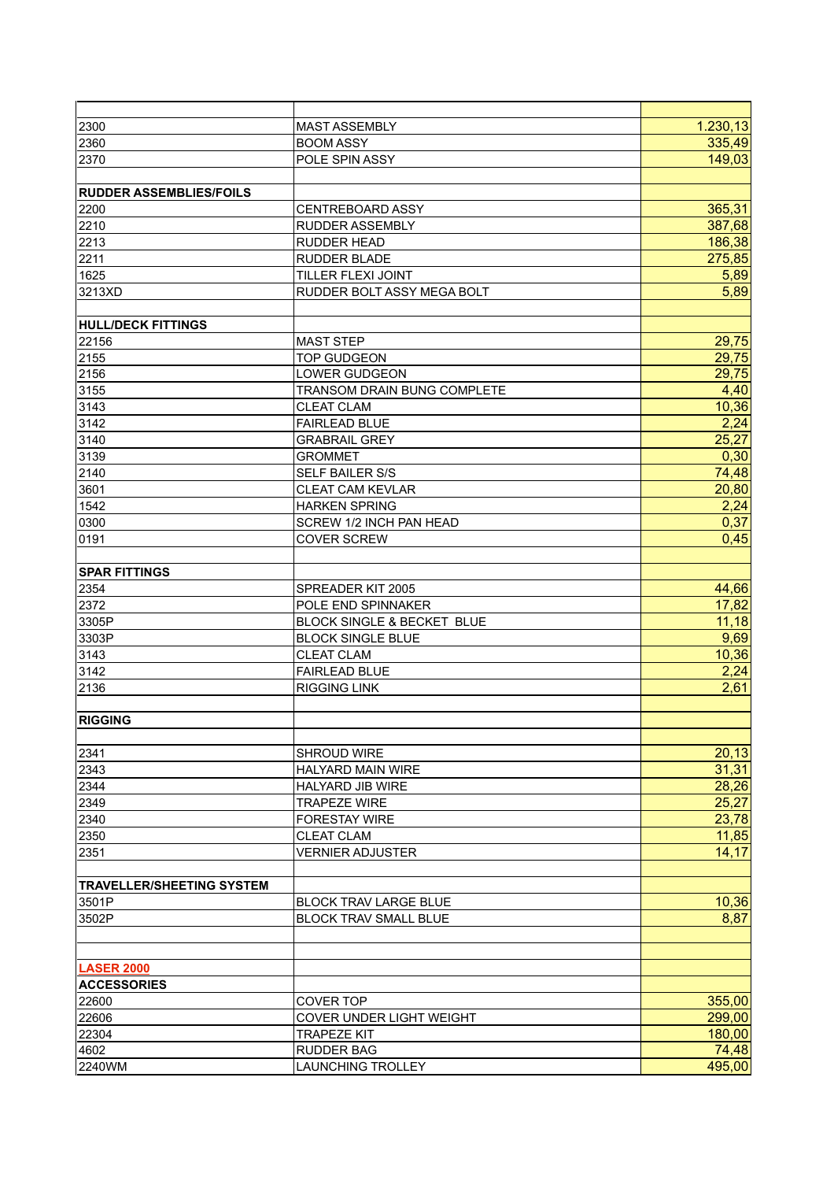| | | |
|---|---|---|
| 2300 | MAST ASSEMBLY | 1.230,13 |
| 2360 | BOOM ASSY | 335,49 |
| 2370 | POLE SPIN ASSY | 149,03 |
| | | |
| **RUDDER ASSEMBLIES/FOILS** | | |
| 2200 | CENTREBOARD ASSY | 365,31 |
| 2210 | RUDDER ASSEMBLY | 387,68 |
| 2213 | RUDDER HEAD | 186,38 |
| 2211 | RUDDER BLADE | 275,85 |
| 1625 | TILLER FLEXI JOINT | 5,89 |
| 3213XD | RUDDER BOLT ASSY MEGA BOLT | 5,89 |
| | | |
| **HULL/DECK FITTINGS** | | |
| 22156 | MAST STEP | 29,75 |
| 2155 | TOP GUDGEON | 29,75 |
| 2156 | LOWER GUDGEON | 29,75 |
| 3155 | TRANSOM DRAIN BUNG COMPLETE | 4,40 |
| 3143 | CLEAT CLAM | 10,36 |
| 3142 | FAIRLEAD BLUE | 2,24 |
| 3140 | GRABRAIL GREY | 25,27 |
| 3139 | GROMMET | 0,30 |
| 2140 | SELF BAILER S/S | 74,48 |
| 3601 | CLEAT CAM KEVLAR | 20,80 |
| 1542 | HARKEN SPRING | 2,24 |
| 0300 | SCREW 1/2 INCH PAN HEAD | 0,37 |
| 0191 | COVER SCREW | 0,45 |
| | | |
| **SPAR FITTINGS** | | |
| 2354 | SPREADER KIT 2005 | 44,66 |
| 2372 | POLE END SPINNAKER | 17,82 |
| 3305P | BLOCK SINGLE & BECKET BLUE | 11,18 |
| 3303P | BLOCK SINGLE BLUE | 9,69 |
| 3143 | CLEAT CLAM | 10,36 |
| 3142 | FAIRLEAD BLUE | 2,24 |
| 2136 | RIGGING LINK | 2,61 |
| | | |
| **RIGGING** | | |
| | | |
| 2341 | SHROUD WIRE | 20,13 |
| 2343 | HALYARD MAIN WIRE | 31,31 |
| 2344 | HALYARD JIB WIRE | 28,26 |
| 2349 | TRAPEZE WIRE | 25,27 |
| 2340 | FORESTAY WIRE | 23,78 |
| 2350 | CLEAT CLAM | 11,85 |
| 2351 | VERNIER ADJUSTER | 14,17 |
| | | |
| **TRAVELLER/SHEETING SYSTEM** | | |
| 3501P | BLOCK TRAV LARGE BLUE | 10,36 |
| 3502P | BLOCK TRAV SMALL BLUE | 8,87 |
| | | |
| | | |
| **LASER 2000** | | |
| **ACCESSORIES** | | |
| 22600 | COVER TOP | 355,00 |
| 22606 | COVER UNDER LIGHT WEIGHT | 299,00 |
| 22304 | TRAPEZE KIT | 180,00 |
| 4602 | RUDDER BAG | 74,48 |
| 2240WM | LAUNCHING TROLLEY | 495,00 |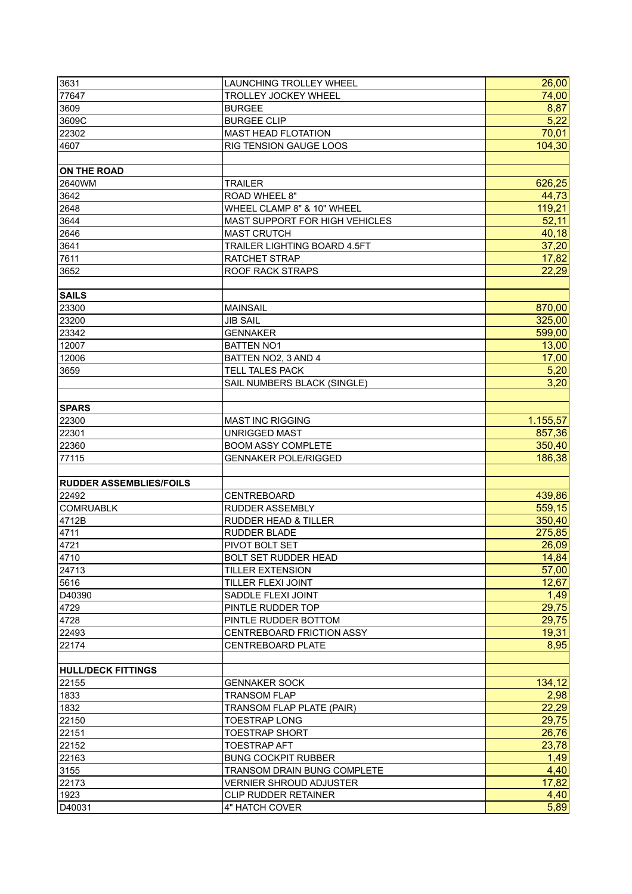| | | |
|---|---|---|
| 3631 | LAUNCHING TROLLEY WHEEL | 26,00 |
| 77647 | TROLLEY JOCKEY WHEEL | 74,00 |
| 3609 | BURGEE | 8,87 |
| 3609C | BURGEE CLIP | 5,22 |
| 22302 | MAST HEAD FLOTATION | 70,01 |
| 4607 | RIG TENSION GAUGE LOOS | 104,30 |
| | | |
| **ON THE ROAD** | | |
| 2640WM | TRAILER | 626,25 |
| 3642 | ROAD WHEEL 8" | 44,73 |
| 2648 | WHEEL CLAMP 8" & 10" WHEEL | 119,21 |
| 3644 | MAST SUPPORT FOR HIGH VEHICLES | 52,11 |
| 2646 | MAST CRUTCH | 40,18 |
| 3641 | TRAILER LIGHTING BOARD 4.5FT | 37,20 |
| 7611 | RATCHET STRAP | 17,82 |
| 3652 | ROOF RACK STRAPS | 22,29 |
| | | |
| **SAILS** | | |
| 23300 | MAINSAIL | 870,00 |
| 23200 | JIB SAIL | 325,00 |
| 23342 | GENNAKER | 599,00 |
| 12007 | BATTEN NO1 | 13,00 |
| 12006 | BATTEN NO2, 3 AND 4 | 17,00 |
| 3659 | TELL TALES PACK | 5,20 |
| | SAIL NUMBERS BLACK (SINGLE) | 3,20 |
| | | |
| **SPARS** | | |
| 22300 | MAST INC RIGGING | 1.155,57 |
| 22301 | UNRIGGED MAST | 857,36 |
| 22360 | BOOM ASSY COMPLETE | 350,40 |
| 77115 | GENNAKER POLE/RIGGED | 186,38 |
| | | |
| **RUDDER ASSEMBLIES/FOILS** | | |
| 22492 | CENTREBOARD | 439,86 |
| COMRUABLK | RUDDER ASSEMBLY | 559,15 |
| 4712B | RUDDER HEAD & TILLER | 350,40 |
| 4711 | RUDDER BLADE | 275,85 |
| 4721 | PIVOT BOLT SET | 26,09 |
| 4710 | BOLT SET RUDDER HEAD | 14,84 |
| 24713 | TILLER EXTENSION | 57,00 |
| 5616 | TILLER FLEXI JOINT | 12,67 |
| D40390 | SADDLE FLEXI JOINT | 1,49 |
| 4729 | PINTLE RUDDER TOP | 29,75 |
| 4728 | PINTLE RUDDER BOTTOM | 29,75 |
| 22493 | CENTREBOARD FRICTION ASSY | 19,31 |
| 22174 | CENTREBOARD PLATE | 8,95 |
| | | |
| **HULL/DECK FITTINGS** | | |
| 22155 | GENNAKER SOCK | 134,12 |
| 1833 | TRANSOM FLAP | 2,98 |
| 1832 | TRANSOM FLAP PLATE (PAIR) | 22,29 |
| 22150 | TOESTRAP LONG | 29,75 |
| 22151 | TOESTRAP SHORT | 26,76 |
| 22152 | TOESTRAP AFT | 23,78 |
| 22163 | BUNG COCKPIT RUBBER | 1,49 |
| 3155 | TRANSOM DRAIN BUNG COMPLETE | 4,40 |
| 22173 | VERNIER SHROUD ADJUSTER | 17,82 |
| 1923 | CLIP RUDDER RETAINER | 4,40 |
| D40031 | 4" HATCH COVER | 5,89 |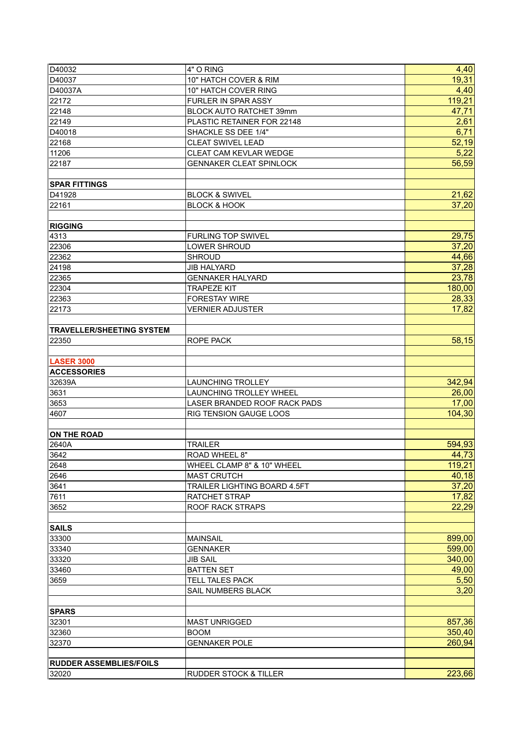| | | |
|---|---|---|
| D40032 | 4" O RING | 4,40 |
| D40037 | 10" HATCH COVER & RIM | 19,31 |
| D40037A | 10" HATCH COVER RING | 4,40 |
| 22172 | FURLER IN SPAR ASSY | 119,21 |
| 22148 | BLOCK AUTO RATCHET 39mm | 47,71 |
| 22149 | PLASTIC RETAINER FOR 22148 | 2,61 |
| D40018 | SHACKLE SS DEE 1/4" | 6,71 |
| 22168 | CLEAT SWIVEL LEAD | 52,19 |
| 11206 | CLEAT CAM KEVLAR WEDGE | 5,22 |
| 22187 | GENNAKER CLEAT SPINLOCK | 56,59 |
| | | |
| **SPAR FITTINGS** | | |
| D41928 | BLOCK & SWIVEL | 21,62 |
| 22161 | BLOCK & HOOK | 37,20 |
| | | |
| **RIGGING** | | |
| 4313 | FURLING TOP SWIVEL | 29,75 |
| 22306 | LOWER SHROUD | 37,20 |
| 22362 | SHROUD | 44,66 |
| 24198 | JIB HALYARD | 37,28 |
| 22365 | GENNAKER HALYARD | 23,78 |
| 22304 | TRAPEZE KIT | 180,00 |
| 22363 | FORESTAY WIRE | 28,33 |
| 22173 | VERNIER ADJUSTER | 17,82 |
| | | |
| **TRAVELLER/SHEETING SYSTEM** | | |
| 22350 | ROPE PACK | 58,15 |
| | | |
| **LASER 3000** | | |
| **ACCESSORIES** | | |
| 32639A | LAUNCHING TROLLEY | 342,94 |
| 3631 | LAUNCHING TROLLEY WHEEL | 26,00 |
| 3653 | LASER BRANDED ROOF RACK PADS | 17,00 |
| 4607 | RIG TENSION GAUGE LOOS | 104,30 |
| | | |
| **ON THE ROAD** | | |
| 2640A | TRAILER | 594,93 |
| 3642 | ROAD WHEEL 8" | 44,73 |
| 2648 | WHEEL CLAMP 8" & 10" WHEEL | 119,21 |
| 2646 | MAST CRUTCH | 40,18 |
| 3641 | TRAILER LIGHTING BOARD 4.5FT | 37,20 |
| 7611 | RATCHET STRAP | 17,82 |
| 3652 | ROOF RACK STRAPS | 22,29 |
| | | |
| **SAILS** | | |
| 33300 | MAINSAIL | 899,00 |
| 33340 | GENNAKER | 599,00 |
| 33320 | JIB SAIL | 340,00 |
| 33460 | BATTEN SET | 49,00 |
| 3659 | TELL TALES PACK | 5,50 |
| | SAIL NUMBERS BLACK | 3,20 |
| | | |
| **SPARS** | | |
| 32301 | MAST UNRIGGED | 857,36 |
| 32360 | BOOM | 350,40 |
| 32370 | GENNAKER POLE | 260,94 |
| | | |
| **RUDDER ASSEMBLIES/FOILS** | | |
| 32020 | RUDDER STOCK & TILLER | 223,66 |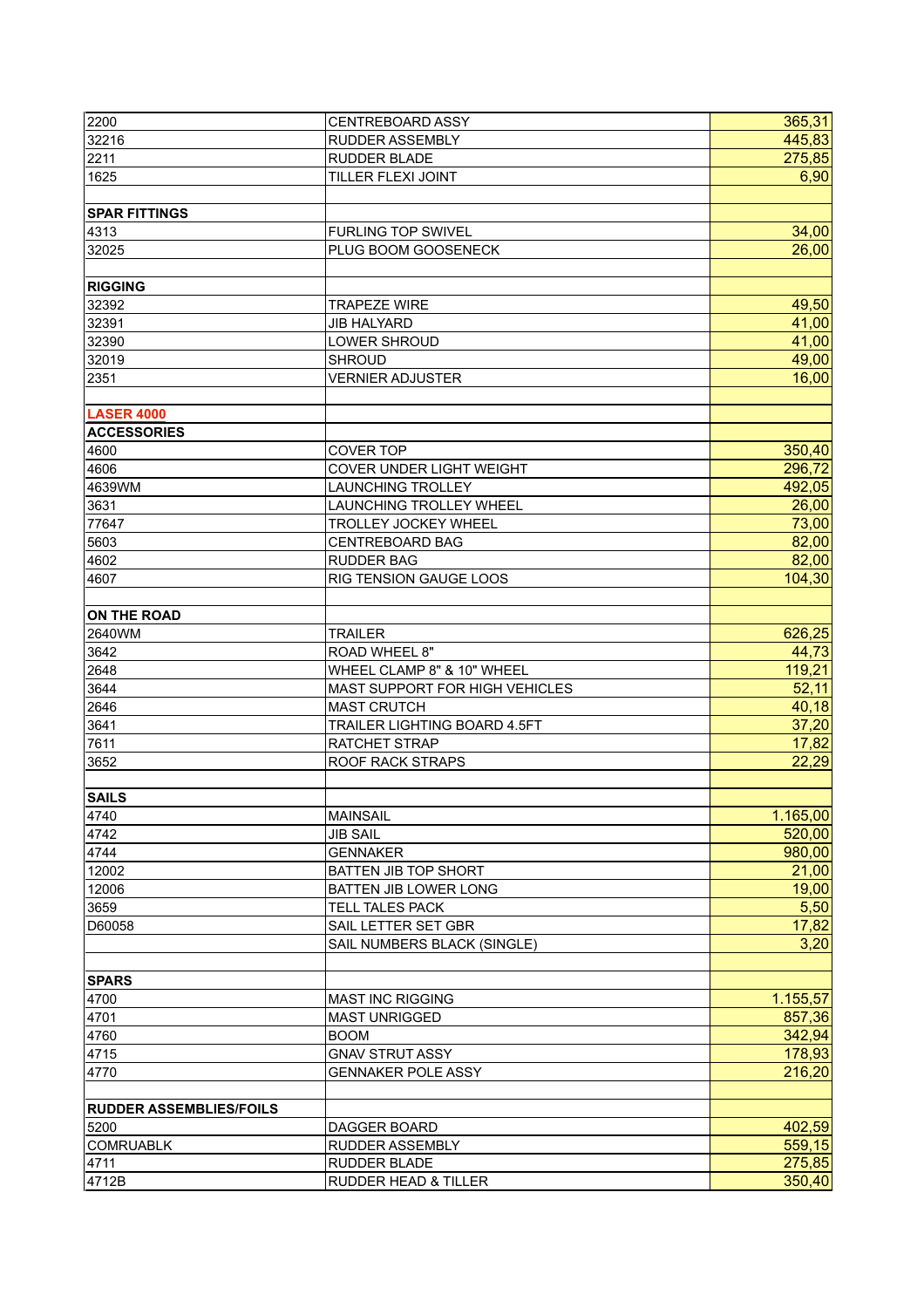| | | |
|---|---|---|
| 2200 | CENTREBOARD ASSY | 365,31 |
| 32216 | RUDDER ASSEMBLY | 445,83 |
| 2211 | RUDDER BLADE | 275,85 |
| 1625 | TILLER FLEXI JOINT | 6,90 |
| | | |
| **SPAR FITTINGS** | | |
| 4313 | FURLING TOP SWIVEL | 34,00 |
| 32025 | PLUG BOOM GOOSENECK | 26,00 |
| | | |
| **RIGGING** | | |
| 32392 | TRAPEZE WIRE | 49,50 |
| 32391 | JIB HALYARD | 41,00 |
| 32390 | LOWER SHROUD | 41,00 |
| 32019 | SHROUD | 49,00 |
| 2351 | VERNIER ADJUSTER | 16,00 |
| | | |
| **LASER 4000** | | |
| **ACCESSORIES** | | |
| 4600 | COVER TOP | 350,40 |
| 4606 | COVER UNDER LIGHT WEIGHT | 296,72 |
| 4639WM | LAUNCHING TROLLEY | 492,05 |
| 3631 | LAUNCHING TROLLEY WHEEL | 26,00 |
| 77647 | TROLLEY JOCKEY WHEEL | 73,00 |
| 5603 | CENTREBOARD BAG | 82,00 |
| 4602 | RUDDER BAG | 82,00 |
| 4607 | RIG TENSION GAUGE LOOS | 104,30 |
| | | |
| **ON THE ROAD** | | |
| 2640WM | TRAILER | 626,25 |
| 3642 | ROAD WHEEL 8" | 44,73 |
| 2648 | WHEEL CLAMP 8" & 10" WHEEL | 119,21 |
| 3644 | MAST SUPPORT FOR HIGH VEHICLES | 52,11 |
| 2646 | MAST CRUTCH | 40,18 |
| 3641 | TRAILER LIGHTING BOARD 4.5FT | 37,20 |
| 7611 | RATCHET STRAP | 17,82 |
| 3652 | ROOF RACK STRAPS | 22,29 |
| | | |
| **SAILS** | | |
| 4740 | MAINSAIL | 1.165,00 |
| 4742 | JIB SAIL | 520,00 |
| 4744 | GENNAKER | 980,00 |
| 12002 | BATTEN JIB TOP SHORT | 21,00 |
| 12006 | BATTEN JIB LOWER LONG | 19,00 |
| 3659 | TELL TALES PACK | 5,50 |
| D60058 | SAIL LETTER SET GBR | 17,82 |
| | SAIL NUMBERS BLACK (SINGLE) | 3,20 |
| | | |
| **SPARS** | | |
| 4700 | MAST INC RIGGING | 1.155,57 |
| 4701 | MAST UNRIGGED | 857,36 |
| 4760 | BOOM | 342,94 |
| 4715 | GNAV STRUT ASSY | 178,93 |
| 4770 | GENNAKER POLE ASSY | 216,20 |
| | | |
| **RUDDER ASSEMBLIES/FOILS** | | |
| 5200 | DAGGER BOARD | 402,59 |
| COMRUABLK | RUDDER ASSEMBLY | 559,15 |
| 4711 | RUDDER BLADE | 275,85 |
| 4712B | RUDDER HEAD & TILLER | 350,40 |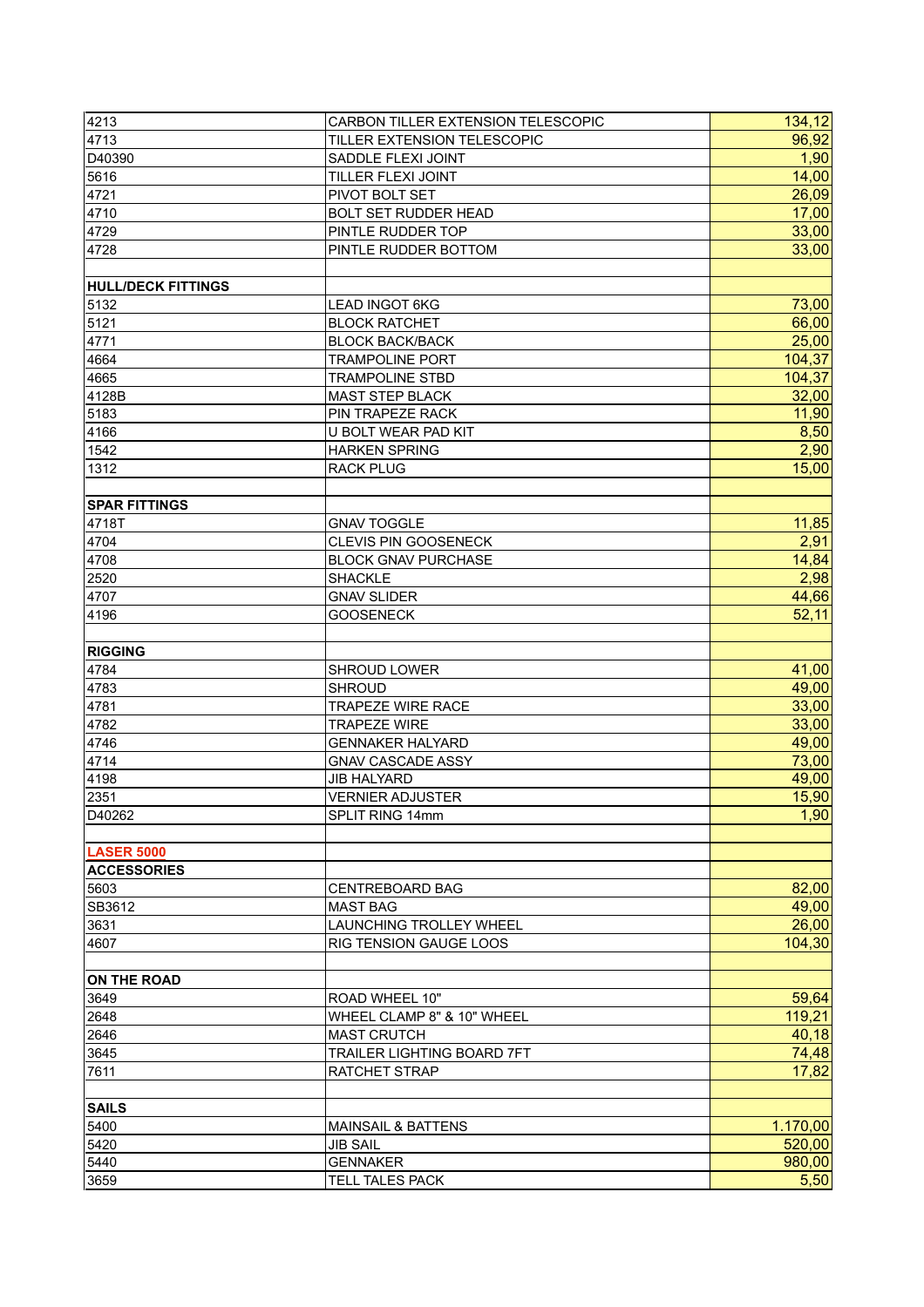| 4213 | CARBON TILLER EXTENSION TELESCOPIC | 134,12 |
|---|---|---|
| 4713 | TILLER EXTENSION TELESCOPIC | 96,92 |
| D40390 | SADDLE FLEXI JOINT | 1,90 |
| 5616 | TILLER FLEXI JOINT | 14,00 |
| 4721 | PIVOT BOLT SET | 26,09 |
| 4710 | BOLT SET RUDDER HEAD | 17,00 |
| 4729 | PINTLE RUDDER TOP | 33,00 |
| 4728 | PINTLE RUDDER BOTTOM | 33,00 |
| | | |
| **HULL/DECK FITTINGS** | | |
| 5132 | LEAD INGOT 6KG | 73,00 |
| 5121 | BLOCK RATCHET | 66,00 |
| 4771 | BLOCK BACK/BACK | 25,00 |
| 4664 | TRAMPOLINE PORT | 104,37 |
| 4665 | TRAMPOLINE STBD | 104,37 |
| 4128B | MAST STEP BLACK | 32,00 |
| 5183 | PIN TRAPEZE RACK | 11,90 |
| 4166 | U BOLT WEAR PAD KIT | 8,50 |
| 1542 | HARKEN SPRING | 2,90 |
| 1312 | RACK PLUG | 15,00 |
| | | |
| **SPAR FITTINGS** | | |
| 4718T | GNAV TOGGLE | 11,85 |
| 4704 | CLEVIS PIN GOOSENECK | 2,91 |
| 4708 | BLOCK GNAV PURCHASE | 14,84 |
| 2520 | SHACKLE | 2,98 |
| 4707 | GNAV SLIDER | 44,66 |
| 4196 | GOOSENECK | 52,11 |
| | | |
| **RIGGING** | | |
| 4784 | SHROUD LOWER | 41,00 |
| 4783 | SHROUD | 49,00 |
| 4781 | TRAPEZE WIRE RACE | 33,00 |
| 4782 | TRAPEZE WIRE | 33,00 |
| 4746 | GENNAKER HALYARD | 49,00 |
| 4714 | GNAV CASCADE ASSY | 73,00 |
| 4198 | JIB HALYARD | 49,00 |
| 2351 | VERNIER ADJUSTER | 15,90 |
| D40262 | SPLIT RING 14mm | 1,90 |
| | | |
| **LASER 5000** | | |
| **ACCESSORIES** | | |
| 5603 | CENTREBOARD BAG | 82,00 |
| SB3612 | MAST BAG | 49,00 |
| 3631 | LAUNCHING TROLLEY WHEEL | 26,00 |
| 4607 | RIG TENSION GAUGE LOOS | 104,30 |
| | | |
| **ON THE ROAD** | | |
| 3649 | ROAD WHEEL 10" | 59,64 |
| 2648 | WHEEL CLAMP 8" & 10" WHEEL | 119,21 |
| 2646 | MAST CRUTCH | 40,18 |
| 3645 | TRAILER LIGHTING BOARD 7FT | 74,48 |
| 7611 | RATCHET STRAP | 17,82 |
| | | |
| **SAILS** | | |
| 5400 | MAINSAIL & BATTENS | 1.170,00 |
| 5420 | JIB SAIL | 520,00 |
| 5440 | GENNAKER | 980,00 |
| 3659 | TELL TALES PACK | 5,50 |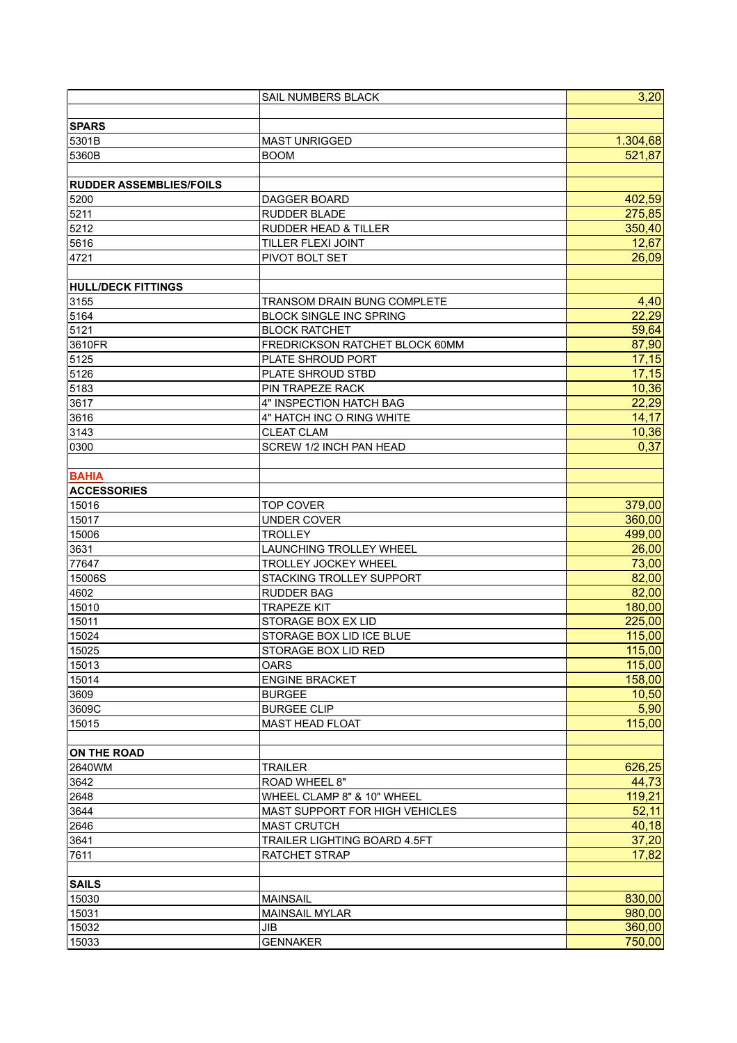| | | |
|---|---|---|
| | SAIL NUMBERS BLACK | 3,20 |
| | | |
| **SPARS** | | |
| 5301B | MAST UNRIGGED | 1.304,68 |
| 5360B | BOOM | 521,87 |
| | | |
| **RUDDER ASSEMBLIES/FOILS** | | |
| 5200 | DAGGER BOARD | 402,59 |
| 5211 | RUDDER BLADE | 275,85 |
| 5212 | RUDDER HEAD & TILLER | 350,40 |
| 5616 | TILLER FLEXI JOINT | 12,67 |
| 4721 | PIVOT BOLT SET | 26,09 |
| | | |
| **HULL/DECK FITTINGS** | | |
| 3155 | TRANSOM DRAIN BUNG COMPLETE | 4,40 |
| 5164 | BLOCK SINGLE INC SPRING | 22,29 |
| 5121 | BLOCK RATCHET | 59,64 |
| 3610FR | FREDRICKSON RATCHET BLOCK 60MM | 87,90 |
| 5125 | PLATE SHROUD PORT | 17,15 |
| 5126 | PLATE SHROUD STBD | 17,15 |
| 5183 | PIN TRAPEZE RACK | 10,36 |
| 3617 | 4" INSPECTION HATCH BAG | 22,29 |
| 3616 | 4" HATCH INC O RING WHITE | 14,17 |
| 3143 | CLEAT CLAM | 10,36 |
| 0300 | SCREW 1/2 INCH PAN HEAD | 0,37 |
| | | |
| **BAHIA** | | |
| **ACCESSORIES** | | |
| 15016 | TOP COVER | 379,00 |
| 15017 | UNDER COVER | 360,00 |
| 15006 | TROLLEY | 499,00 |
| 3631 | LAUNCHING TROLLEY WHEEL | 26,00 |
| 77647 | TROLLEY JOCKEY WHEEL | 73,00 |
| 15006S | STACKING TROLLEY SUPPORT | 82,00 |
| 4602 | RUDDER BAG | 82,00 |
| 15010 | TRAPEZE KIT | 180,00 |
| 15011 | STORAGE BOX EX LID | 225,00 |
| 15024 | STORAGE BOX LID ICE BLUE | 115,00 |
| 15025 | STORAGE BOX LID RED | 115,00 |
| 15013 | OARS | 115,00 |
| 15014 | ENGINE BRACKET | 158,00 |
| 3609 | BURGEE | 10,50 |
| 3609C | BURGEE CLIP | 5,90 |
| 15015 | MAST HEAD FLOAT | 115,00 |
| | | |
| **ON THE ROAD** | | |
| 2640WM | TRAILER | 626,25 |
| 3642 | ROAD WHEEL 8" | 44,73 |
| 2648 | WHEEL CLAMP 8" & 10" WHEEL | 119,21 |
| 3644 | MAST SUPPORT FOR HIGH VEHICLES | 52,11 |
| 2646 | MAST CRUTCH | 40,18 |
| 3641 | TRAILER LIGHTING BOARD 4.5FT | 37,20 |
| 7611 | RATCHET STRAP | 17,82 |
| | | |
| **SAILS** | | |
| 15030 | MAINSAIL | 830,00 |
| 15031 | MAINSAIL MYLAR | 980,00 |
| 15032 | JIB | 360,00 |
| 15033 | GENNAKER | 750,00 |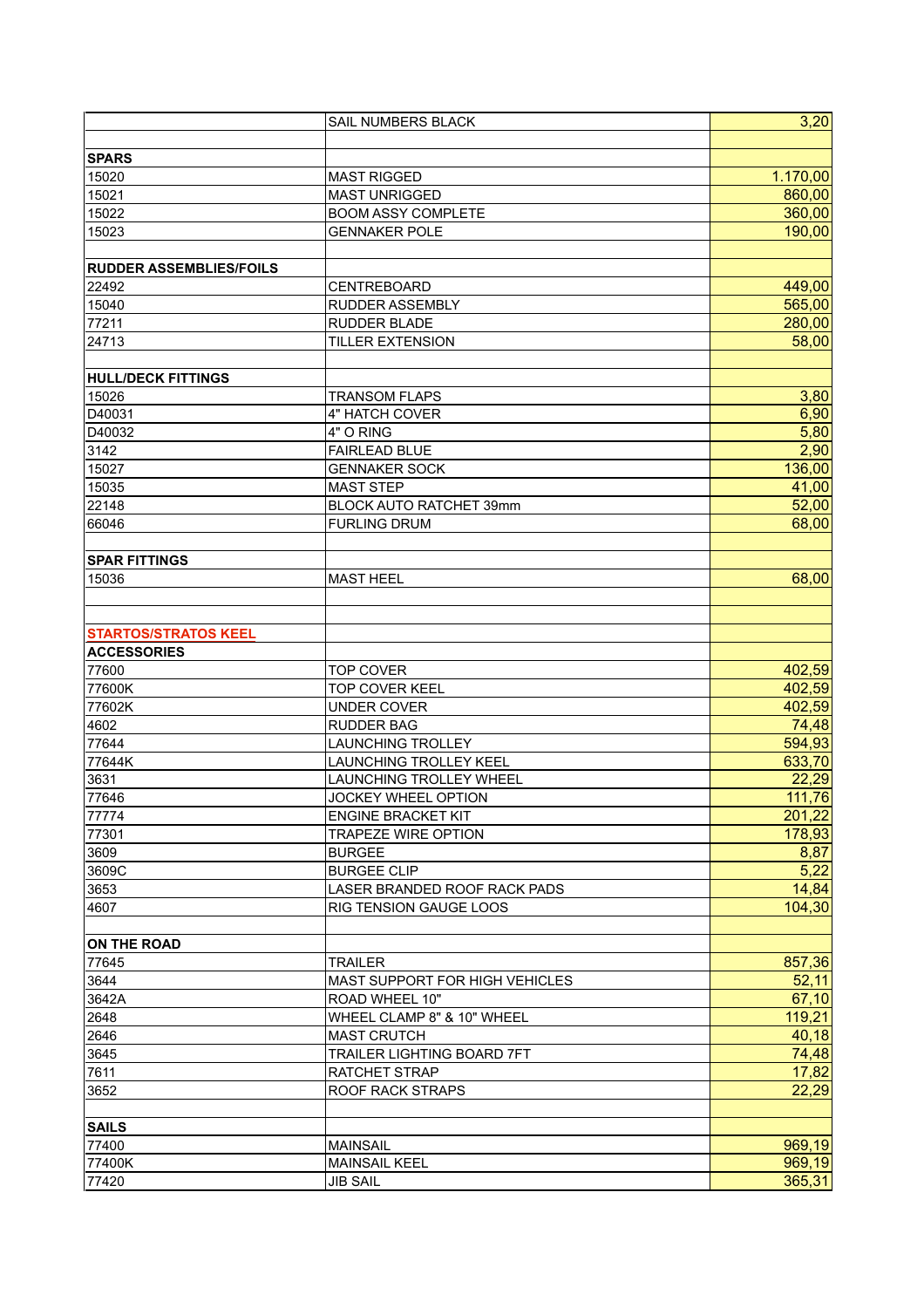| | | |
|---|---|---|
| | SAIL NUMBERS BLACK | 3,20 |
| | | |
| **SPARS** | | |
| 15020 | MAST RIGGED | 1.170,00 |
| 15021 | MAST UNRIGGED | 860,00 |
| 15022 | BOOM ASSY COMPLETE | 360,00 |
| 15023 | GENNAKER POLE | 190,00 |
| | | |
| **RUDDER ASSEMBLIES/FOILS** | | |
| 22492 | CENTREBOARD | 449,00 |
| 15040 | RUDDER ASSEMBLY | 565,00 |
| 77211 | RUDDER BLADE | 280,00 |
| 24713 | TILLER EXTENSION | 58,00 |
| | | |
| **HULL/DECK FITTINGS** | | |
| 15026 | TRANSOM FLAPS | 3,80 |
| D40031 | 4" HATCH COVER | 6,90 |
| D40032 | 4" O RING | 5,80 |
| 3142 | FAIRLEAD BLUE | 2,90 |
| 15027 | GENNAKER SOCK | 136,00 |
| 15035 | MAST STEP | 41,00 |
| 22148 | BLOCK AUTO RATCHET 39mm | 52,00 |
| 66046 | FURLING DRUM | 68,00 |
| | | |
| **SPAR FITTINGS** | | |
| 15036 | MAST HEEL | 68,00 |
| | | |
| | | |
| **STARTOS/STRATOS KEEL** | | |
| **ACCESSORIES** | | |
| 77600 | TOP COVER | 402,59 |
| 77600K | TOP COVER KEEL | 402,59 |
| 77602K | UNDER COVER | 402,59 |
| 4602 | RUDDER BAG | 74,48 |
| 77644 | LAUNCHING TROLLEY | 594,93 |
| 77644K | LAUNCHING TROLLEY KEEL | 633,70 |
| 3631 | LAUNCHING TROLLEY WHEEL | 22,29 |
| 77646 | JOCKEY WHEEL OPTION | 111,76 |
| 77774 | ENGINE BRACKET KIT | 201,22 |
| 77301 | TRAPEZE WIRE OPTION | 178,93 |
| 3609 | BURGEE | 8,87 |
| 3609C | BURGEE CLIP | 5,22 |
| 3653 | LASER BRANDED ROOF RACK PADS | 14,84 |
| 4607 | RIG TENSION GAUGE LOOS | 104,30 |
| | | |
| **ON THE ROAD** | | |
| 77645 | TRAILER | 857,36 |
| 3644 | MAST SUPPORT FOR HIGH VEHICLES | 52,11 |
| 3642A | ROAD WHEEL 10" | 67,10 |
| 2648 | WHEEL CLAMP 8" & 10" WHEEL | 119,21 |
| 2646 | MAST CRUTCH | 40,18 |
| 3645 | TRAILER LIGHTING BOARD 7FT | 74,48 |
| 7611 | RATCHET STRAP | 17,82 |
| 3652 | ROOF RACK STRAPS | 22,29 |
| | | |
| **SAILS** | | |
| 77400 | MAINSAIL | 969,19 |
| 77400K | MAINSAIL KEEL | 969,19 |
| 77420 | JIB SAIL | 365,31 |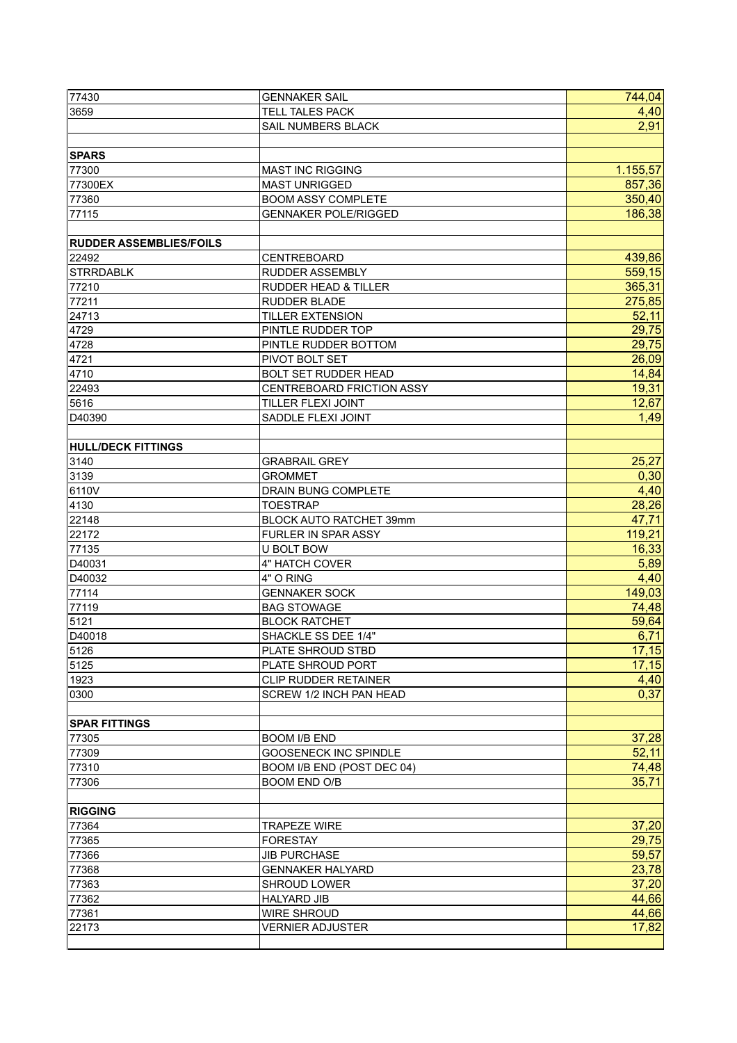| | | |
|---|---|---|
| 77430 | GENNAKER SAIL | 744,04 |
| 3659 | TELL TALES PACK | 4,40 |
| | SAIL NUMBERS BLACK | 2,91 |
| | | |
| **SPARS** | | |
| 77300 | MAST INC RIGGING | 1.155,57 |
| 77300EX | MAST UNRIGGED | 857,36 |
| 77360 | BOOM ASSY COMPLETE | 350,40 |
| 77115 | GENNAKER POLE/RIGGED | 186,38 |
| | | |
| **RUDDER ASSEMBLIES/FOILS** | | |
| 22492 | CENTREBOARD | 439,86 |
| STRRDABLK | RUDDER ASSEMBLY | 559,15 |
| 77210 | RUDDER HEAD & TILLER | 365,31 |
| 77211 | RUDDER BLADE | 275,85 |
| 24713 | TILLER EXTENSION | 52,11 |
| 4729 | PINTLE RUDDER TOP | 29,75 |
| 4728 | PINTLE RUDDER BOTTOM | 29,75 |
| 4721 | PIVOT BOLT SET | 26,09 |
| 4710 | BOLT SET RUDDER HEAD | 14,84 |
| 22493 | CENTREBOARD FRICTION ASSY | 19,31 |
| 5616 | TILLER FLEXI JOINT | 12,67 |
| D40390 | SADDLE FLEXI JOINT | 1,49 |
| | | |
| **HULL/DECK FITTINGS** | | |
| 3140 | GRABRAIL GREY | 25,27 |
| 3139 | GROMMET | 0,30 |
| 6110V | DRAIN BUNG COMPLETE | 4,40 |
| 4130 | TOESTRAP | 28,26 |
| 22148 | BLOCK AUTO RATCHET 39mm | 47,71 |
| 22172 | FURLER IN SPAR ASSY | 119,21 |
| 77135 | U BOLT BOW | 16,33 |
| D40031 | 4" HATCH COVER | 5,89 |
| D40032 | 4" O RING | 4,40 |
| 77114 | GENNAKER SOCK | 149,03 |
| 77119 | BAG STOWAGE | 74,48 |
| 5121 | BLOCK RATCHET | 59,64 |
| D40018 | SHACKLE SS DEE 1/4" | 6,71 |
| 5126 | PLATE SHROUD STBD | 17,15 |
| 5125 | PLATE SHROUD PORT | 17,15 |
| 1923 | CLIP RUDDER RETAINER | 4,40 |
| 0300 | SCREW 1/2 INCH PAN HEAD | 0,37 |
| | | |
| **SPAR FITTINGS** | | |
| 77305 | BOOM I/B END | 37,28 |
| 77309 | GOOSENECK INC SPINDLE | 52,11 |
| 77310 | BOOM I/B END (POST DEC 04) | 74,48 |
| 77306 | BOOM END O/B | 35,71 |
| | | |
| **RIGGING** | | |
| 77364 | TRAPEZE WIRE | 37,20 |
| 77365 | FORESTAY | 29,75 |
| 77366 | JIB PURCHASE | 59,57 |
| 77368 | GENNAKER HALYARD | 23,78 |
| 77363 | SHROUD LOWER | 37,20 |
| 77362 | HALYARD JIB | 44,66 |
| 77361 | WIRE SHROUD | 44,66 |
| 22173 | VERNIER ADJUSTER | 17,82 |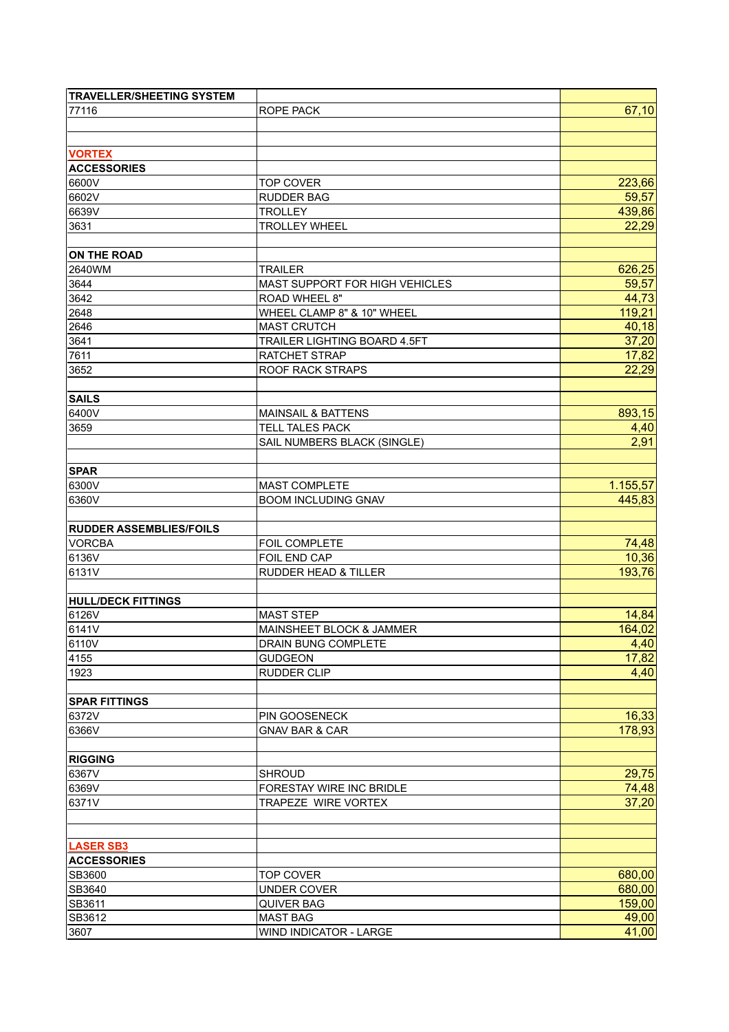| TRAVELLER/SHEETING SYSTEM | | |
|---|---|---|
| 77116 | ROPE PACK | 67,10 |
| | | |
| | | |
| **VORTEX** | | |
| **ACCESSORIES** | | |
| 6600V | TOP COVER | 223,66 |
| 6602V | RUDDER BAG | 59,57 |
| 6639V | TROLLEY | 439,86 |
| 3631 | TROLLEY WHEEL | 22,29 |
| | | |
| **ON THE ROAD** | | |
| 2640WM | TRAILER | 626,25 |
| 3644 | MAST SUPPORT FOR HIGH VEHICLES | 59,57 |
| 3642 | ROAD WHEEL 8" | 44,73 |
| 2648 | WHEEL CLAMP 8" & 10" WHEEL | 119,21 |
| 2646 | MAST CRUTCH | 40,18 |
| 3641 | TRAILER LIGHTING BOARD 4.5FT | 37,20 |
| 7611 | RATCHET STRAP | 17,82 |
| 3652 | ROOF RACK STRAPS | 22,29 |
| | | |
| **SAILS** | | |
| 6400V | MAINSAIL & BATTENS | 893,15 |
| 3659 | TELL TALES PACK | 4,40 |
| | SAIL NUMBERS BLACK (SINGLE) | 2,91 |
| | | |
| **SPAR** | | |
| 6300V | MAST COMPLETE | 1.155,57 |
| 6360V | BOOM INCLUDING GNAV | 445,83 |
| | | |
| **RUDDER ASSEMBLIES/FOILS** | | |
| VORCBA | FOIL COMPLETE | 74,48 |
| 6136V | FOIL END CAP | 10,36 |
| 6131V | RUDDER HEAD & TILLER | 193,76 |
| | | |
| **HULL/DECK FITTINGS** | | |
| 6126V | MAST STEP | 14,84 |
| 6141V | MAINSHEET BLOCK & JAMMER | 164,02 |
| 6110V | DRAIN BUNG COMPLETE | 4,40 |
| 4155 | GUDGEON | 17,82 |
| 1923 | RUDDER CLIP | 4,40 |
| | | |
| **SPAR FITTINGS** | | |
| 6372V | PIN GOOSENECK | 16,33 |
| 6366V | GNAV BAR & CAR | 178,93 |
| | | |
| **RIGGING** | | |
| 6367V | SHROUD | 29,75 |
| 6369V | FORESTAY WIRE INC BRIDLE | 74,48 |
| 6371V | TRAPEZE WIRE VORTEX | 37,20 |
| | | |
| | | |
| **LASER SB3** | | |
| **ACCESSORIES** | | |
| SB3600 | TOP COVER | 680,00 |
| SB3640 | UNDER COVER | 680,00 |
| SB3611 | QUIVER BAG | 159,00 |
| SB3612 | MAST BAG | 49,00 |
| 3607 | WIND INDICATOR - LARGE | 41,00 |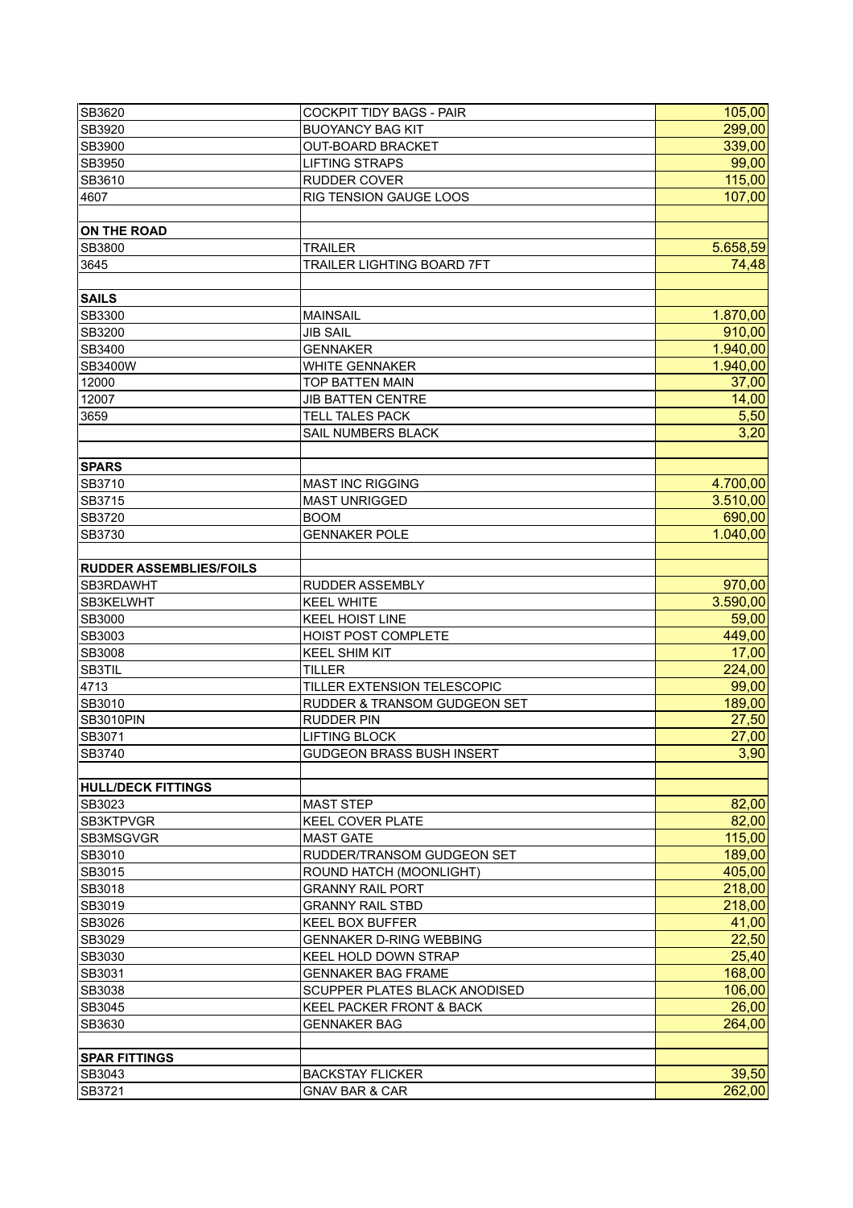| | | |
|---|---|---|
| SB3620 | COCKPIT TIDY BAGS - PAIR | 105,00 |
| SB3920 | BUOYANCY BAG KIT | 299,00 |
| SB3900 | OUT-BOARD BRACKET | 339,00 |
| SB3950 | LIFTING STRAPS | 99,00 |
| SB3610 | RUDDER COVER | 115,00 |
| 4607 | RIG TENSION GAUGE LOOS | 107,00 |
| | | |
| **ON THE ROAD** | | |
| SB3800 | TRAILER | 5.658,59 |
| 3645 | TRAILER LIGHTING BOARD 7FT | 74,48 |
| | | |
| **SAILS** | | |
| SB3300 | MAINSAIL | 1.870,00 |
| SB3200 | JIB SAIL | 910,00 |
| SB3400 | GENNAKER | 1.940,00 |
| SB3400W | WHITE GENNAKER | 1.940,00 |
| 12000 | TOP BATTEN MAIN | 37,00 |
| 12007 | JIB BATTEN CENTRE | 14,00 |
| 3659 | TELL TALES PACK | 5,50 |
| | SAIL NUMBERS BLACK | 3,20 |
| | | |
| **SPARS** | | |
| SB3710 | MAST INC RIGGING | 4.700,00 |
| SB3715 | MAST UNRIGGED | 3.510,00 |
| SB3720 | BOOM | 690,00 |
| SB3730 | GENNAKER POLE | 1.040,00 |
| | | |
| **RUDDER ASSEMBLIES/FOILS** | | |
| SB3RDAWHT | RUDDER ASSEMBLY | 970,00 |
| SB3KELWHT | KEEL WHITE | 3.590,00 |
| SB3000 | KEEL HOIST LINE | 59,00 |
| SB3003 | HOIST POST COMPLETE | 449,00 |
| SB3008 | KEEL SHIM KIT | 17,00 |
| SB3TIL | TILLER | 224,00 |
| 4713 | TILLER EXTENSION TELESCOPIC | 99,00 |
| SB3010 | RUDDER & TRANSOM GUDGEON SET | 189,00 |
| SB3010PIN | RUDDER PIN | 27,50 |
| SB3071 | LIFTING BLOCK | 27,00 |
| SB3740 | GUDGEON BRASS BUSH INSERT | 3,90 |
| | | |
| **HULL/DECK FITTINGS** | | |
| SB3023 | MAST STEP | 82,00 |
| SB3KTPVGR | KEEL COVER PLATE | 82,00 |
| SB3MSGVGR | MAST GATE | 115,00 |
| SB3010 | RUDDER/TRANSOM GUDGEON SET | 189,00 |
| SB3015 | ROUND HATCH (MOONLIGHT) | 405,00 |
| SB3018 | GRANNY RAIL PORT | 218,00 |
| SB3019 | GRANNY RAIL STBD | 218,00 |
| SB3026 | KEEL BOX BUFFER | 41,00 |
| SB3029 | GENNAKER D-RING WEBBING | 22,50 |
| SB3030 | KEEL HOLD DOWN STRAP | 25,40 |
| SB3031 | GENNAKER BAG FRAME | 168,00 |
| SB3038 | SCUPPER PLATES BLACK ANODISED | 106,00 |
| SB3045 | KEEL PACKER FRONT & BACK | 26,00 |
| SB3630 | GENNAKER BAG | 264,00 |
| | | |
| **SPAR FITTINGS** | | |
| SB3043 | BACKSTAY FLICKER | 39,50 |
| SB3721 | GNAV BAR & CAR | 262,00 |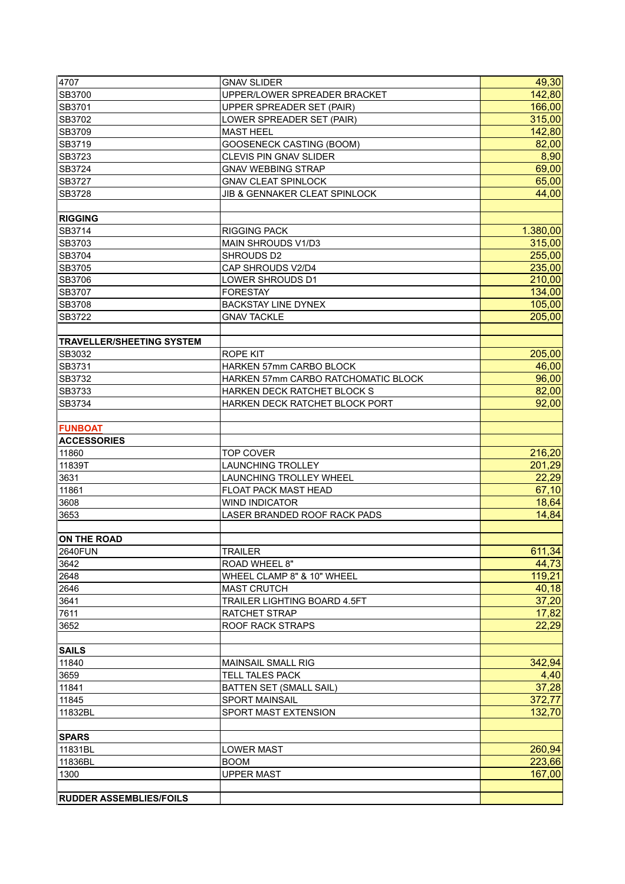| | | |
|---|---|---|
| 4707 | GNAV SLIDER | 49,30 |
| SB3700 | UPPER/LOWER SPREADER BRACKET | 142,80 |
| SB3701 | UPPER SPREADER SET (PAIR) | 166,00 |
| SB3702 | LOWER SPREADER SET (PAIR) | 315,00 |
| SB3709 | MAST HEEL | 142,80 |
| SB3719 | GOOSENECK CASTING (BOOM) | 82,00 |
| SB3723 | CLEVIS PIN GNAV SLIDER | 8,90 |
| SB3724 | GNAV WEBBING STRAP | 69,00 |
| SB3727 | GNAV CLEAT SPINLOCK | 65,00 |
| SB3728 | JIB & GENNAKER CLEAT SPINLOCK | 44,00 |
| | | |
| **RIGGING** | | |
| SB3714 | RIGGING PACK | 1.380,00 |
| SB3703 | MAIN SHROUDS V1/D3 | 315,00 |
| SB3704 | SHROUDS D2 | 255,00 |
| SB3705 | CAP SHROUDS V2/D4 | 235,00 |
| SB3706 | LOWER SHROUDS D1 | 210,00 |
| SB3707 | FORESTAY | 134,00 |
| SB3708 | BACKSTAY LINE DYNEX | 105,00 |
| SB3722 | GNAV TACKLE | 205,00 |
| | | |
| **TRAVELLER/SHEETING SYSTEM** | | |
| SB3032 | ROPE KIT | 205,00 |
| SB3731 | HARKEN 57mm CARBO BLOCK | 46,00 |
| SB3732 | HARKEN 57mm CARBO RATCHOMATIC BLOCK | 96,00 |
| SB3733 | HARKEN DECK RATCHET BLOCK S | 82,00 |
| SB3734 | HARKEN DECK RATCHET BLOCK PORT | 92,00 |
| | | |
| **FUNBOAT** | | |
| **ACCESSORIES** | | |
| 11860 | TOP COVER | 216,20 |
| 11839T | LAUNCHING TROLLEY | 201,29 |
| 3631 | LAUNCHING TROLLEY WHEEL | 22,29 |
| 11861 | FLOAT PACK MAST HEAD | 67,10 |
| 3608 | WIND INDICATOR | 18,64 |
| 3653 | LASER BRANDED ROOF RACK PADS | 14,84 |
| | | |
| **ON THE ROAD** | | |
| 2640FUN | TRAILER | 611,34 |
| 3642 | ROAD WHEEL 8" | 44,73 |
| 2648 | WHEEL CLAMP 8" & 10" WHEEL | 119,21 |
| 2646 | MAST CRUTCH | 40,18 |
| 3641 | TRAILER LIGHTING BOARD 4.5FT | 37,20 |
| 7611 | RATCHET STRAP | 17,82 |
| 3652 | ROOF RACK STRAPS | 22,29 |
| | | |
| **SAILS** | | |
| 11840 | MAINSAIL SMALL RIG | 342,94 |
| 3659 | TELL TALES PACK | 4,40 |
| 11841 | BATTEN SET (SMALL SAIL) | 37,28 |
| 11845 | SPORT MAINSAIL | 372,77 |
| 11832BL | SPORT MAST EXTENSION | 132,70 |
| | | |
| **SPARS** | | |
| 11831BL | LOWER MAST | 260,94 |
| 11836BL | BOOM | 223,66 |
| 1300 | UPPER MAST | 167,00 |
| | | |
| **RUDDER ASSEMBLIES/FOILS** | | |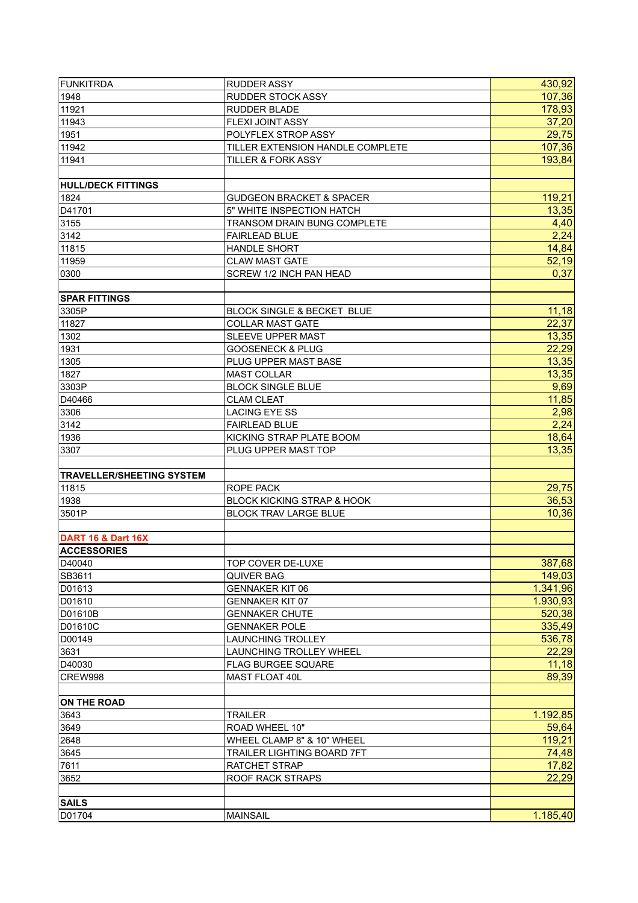| | | |
|---|---|---|
| FUNKITRDA | RUDDER ASSY | 430,92 |
| 1948 | RUDDER STOCK ASSY | 107,36 |
| 11921 | RUDDER BLADE | 178,93 |
| 11943 | FLEXI JOINT ASSY | 37,20 |
| 1951 | POLYFLEX STROP ASSY | 29,75 |
| 11942 | TILLER EXTENSION HANDLE COMPLETE | 107,36 |
| 11941 | TILLER & FORK ASSY | 193,84 |
| | | |
| **HULL/DECK FITTINGS** | | |
| 1824 | GUDGEON BRACKET & SPACER | 119,21 |
| D41701 | 5" WHITE INSPECTION HATCH | 13,35 |
| 3155 | TRANSOM DRAIN BUNG COMPLETE | 4,40 |
| 3142 | FAIRLEAD BLUE | 2,24 |
| 11815 | HANDLE SHORT | 14,84 |
| 11959 | CLAW MAST GATE | 52,19 |
| 0300 | SCREW 1/2 INCH PAN HEAD | 0,37 |
| | | |
| **SPAR FITTINGS** | | |
| 3305P | BLOCK SINGLE & BECKET BLUE | 11,18 |
| 11827 | COLLAR MAST GATE | 22,37 |
| 1302 | SLEEVE UPPER MAST | 13,35 |
| 1931 | GOOSENECK & PLUG | 22,29 |
| 1305 | PLUG UPPER MAST BASE | 13,35 |
| 1827 | MAST COLLAR | 13,35 |
| 3303P | BLOCK SINGLE BLUE | 9,69 |
| D40466 | CLAM CLEAT | 11,85 |
| 3306 | LACING EYE SS | 2,98 |
| 3142 | FAIRLEAD BLUE | 2,24 |
| 1936 | KICKING STRAP PLATE BOOM | 18,64 |
| 3307 | PLUG UPPER MAST TOP | 13,35 |
| | | |
| **TRAVELLER/SHEETING SYSTEM** | | |
| 11815 | ROPE PACK | 29,75 |
| 1938 | BLOCK KICKING STRAP & HOOK | 36,53 |
| 3501P | BLOCK TRAV LARGE BLUE | 10,36 |
| | | |
| **DART 16 & Dart 16X** | | |
| **ACCESSORIES** | | |
| D40040 | TOP COVER DE-LUXE | 387,68 |
| SB3611 | QUIVER BAG | 149,03 |
| D01613 | GENNAKER KIT 06 | 1.341,96 |
| D01610 | GENNAKER KIT 07 | 1.930,93 |
| D01610B | GENNAKER CHUTE | 520,38 |
| D01610C | GENNAKER POLE | 335,49 |
| D00149 | LAUNCHING TROLLEY | 536,78 |
| 3631 | LAUNCHING TROLLEY WHEEL | 22,29 |
| D40030 | FLAG BURGEE SQUARE | 11,18 |
| CREW998 | MAST FLOAT 40L | 89,39 |
| | | |
| **ON THE ROAD** | | |
| 3643 | TRAILER | 1.192,85 |
| 3649 | ROAD WHEEL 10" | 59,64 |
| 2648 | WHEEL CLAMP 8" & 10" WHEEL | 119,21 |
| 3645 | TRAILER LIGHTING BOARD 7FT | 74,48 |
| 7611 | RATCHET STRAP | 17,82 |
| 3652 | ROOF RACK STRAPS | 22,29 |
| | | |
| **SAILS** | | |
| D01704 | MAINSAIL | 1.185,40 |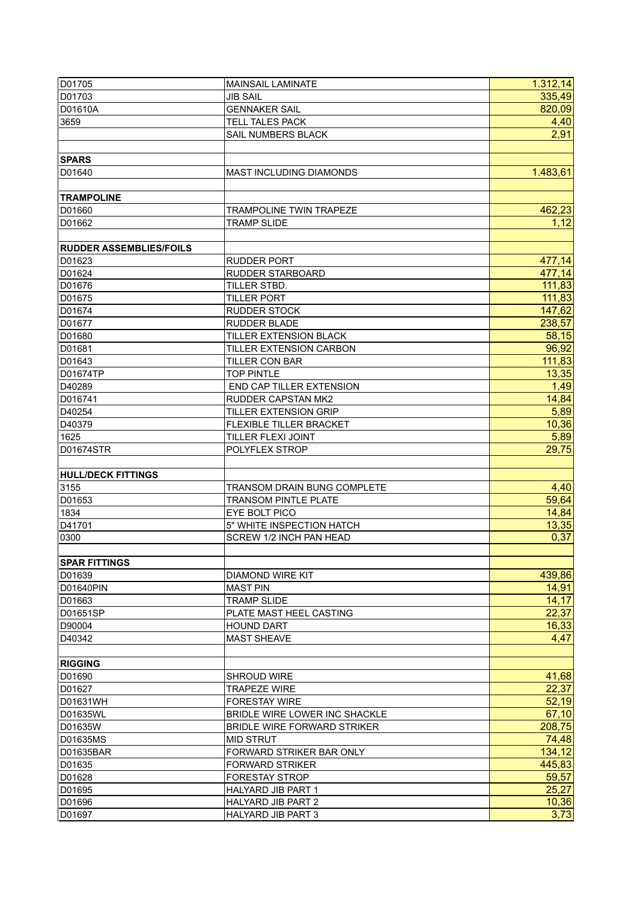| | | |
|---|---|---|
| D01705 | MAINSAIL LAMINATE | 1.312,14 |
| D01703 | JIB SAIL | 335,49 |
| D01610A | GENNAKER SAIL | 820,09 |
| 3659 | TELL TALES PACK | 4,40 |
| | SAIL NUMBERS BLACK | 2,91 |
| | | |
| **SPARS** | | |
| D01640 | MAST INCLUDING DIAMONDS | 1.483,61 |
| | | |
| **TRAMPOLINE** | | |
| D01660 | TRAMPOLINE TWIN TRAPEZE | 462,23 |
| D01662 | TRAMP SLIDE | 1,12 |
| | | |
| **RUDDER ASSEMBLIES/FOILS** | | |
| D01623 | RUDDER PORT | 477,14 |
| D01624 | RUDDER STARBOARD | 477,14 |
| D01676 | TILLER STBD. | 111,83 |
| D01675 | TILLER PORT | 111,83 |
| D01674 | RUDDER STOCK | 147,62 |
| D01677 | RUDDER BLADE | 238,57 |
| D01680 | TILLER EXTENSION BLACK | 58,15 |
| D01681 | TILLER EXTENSION CARBON | 96,92 |
| D01643 | TILLER CON BAR | 111,83 |
| D01674TP | TOP PINTLE | 13,35 |
| D40289 | END CAP TILLER EXTENSION | 1,49 |
| D016741 | RUDDER CAPSTAN MK2 | 14,84 |
| D40254 | TILLER EXTENSION GRIP | 5,89 |
| D40379 | FLEXIBLE TILLER BRACKET | 10,36 |
| 1625 | TILLER FLEXI JOINT | 5,89 |
| D01674STR | POLYFLEX STROP | 29,75 |
| | | |
| **HULL/DECK FITTINGS** | | |
| 3155 | TRANSOM DRAIN BUNG COMPLETE | 4,40 |
| D01653 | TRANSOM PINTLE PLATE | 59,64 |
| 1834 | EYE BOLT PICO | 14,84 |
| D41701 | 5" WHITE INSPECTION HATCH | 13,35 |
| 0300 | SCREW 1/2 INCH PAN HEAD | 0,37 |
| | | |
| **SPAR FITTINGS** | | |
| D01639 | DIAMOND WIRE KIT | 439,86 |
| D01640PIN | MAST PIN | 14,91 |
| D01663 | TRAMP SLIDE | 14,17 |
| D01651SP | PLATE MAST HEEL CASTING | 22,37 |
| D90004 | HOUND DART | 16,33 |
| D40342 | MAST SHEAVE | 4,47 |
| | | |
| **RIGGING** | | |
| D01690 | SHROUD WIRE | 41,68 |
| D01627 | TRAPEZE WIRE | 22,37 |
| D01631WH | FORESTAY WIRE | 52,19 |
| D01635WL | BRIDLE WIRE LOWER INC SHACKLE | 67,10 |
| D01635W | BRIDLE WIRE FORWARD STRIKER | 208,75 |
| D01635MS | MID STRUT | 74,48 |
| D01635BAR | FORWARD STRIKER BAR ONLY | 134,12 |
| D01635 | FORWARD STRIKER | 445,83 |
| D01628 | FORESTAY STROP | 59,57 |
| D01695 | HALYARD JIB PART 1 | 25,27 |
| D01696 | HALYARD JIB PART 2 | 10,36 |
| D01697 | HALYARD JIB PART 3 | 3,73 |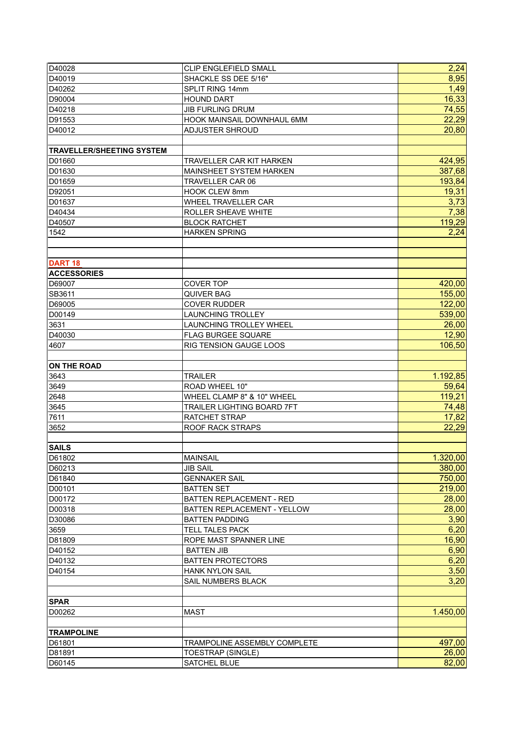| | | |
|---|---|---|
| D40028 | CLIP ENGLEFIELD SMALL | 2,24 |
| D40019 | SHACKLE SS DEE 5/16" | 8,95 |
| D40262 | SPLIT RING 14mm | 1,49 |
| D90004 | HOUND DART | 16,33 |
| D40218 | JIB FURLING DRUM | 74,55 |
| D91553 | HOOK MAINSAIL DOWNHAUL 6MM | 22,29 |
| D40012 | ADJUSTER SHROUD | 20,80 |
| | | |
| **TRAVELLER/SHEETING SYSTEM** | | |
| D01660 | TRAVELLER CAR KIT HARKEN | 424,95 |
| D01630 | MAINSHEET SYSTEM HARKEN | 387,68 |
| D01659 | TRAVELLER CAR 06 | 193,84 |
| D92051 | HOOK CLEW 8mm | 19,31 |
| D01637 | WHEEL TRAVELLER CAR | 3,73 |
| D40434 | ROLLER SHEAVE WHITE | 7,38 |
| D40507 | BLOCK RATCHET | 119,29 |
| 1542 | HARKEN SPRING | 2,24 |
| | | |
| | | |
| **DART 18** | | |
| **ACCESSORIES** | | |
| D69007 | COVER TOP | 420,00 |
| SB3611 | QUIVER BAG | 155,00 |
| D69005 | COVER RUDDER | 122,00 |
| D00149 | LAUNCHING TROLLEY | 539,00 |
| 3631 | LAUNCHING TROLLEY WHEEL | 26,00 |
| D40030 | FLAG BURGEE SQUARE | 12,90 |
| 4607 | RIG TENSION GAUGE LOOS | 106,50 |
| | | |
| **ON THE ROAD** | | |
| 3643 | TRAILER | 1.192,85 |
| 3649 | ROAD WHEEL 10" | 59,64 |
| 2648 | WHEEL CLAMP 8" & 10" WHEEL | 119,21 |
| 3645 | TRAILER LIGHTING BOARD 7FT | 74,48 |
| 7611 | RATCHET STRAP | 17,82 |
| 3652 | ROOF RACK STRAPS | 22,29 |
| | | |
| **SAILS** | | |
| D61802 | MAINSAIL | 1.320,00 |
| D60213 | JIB SAIL | 380,00 |
| D61840 | GENNAKER SAIL | 750,00 |
| D00101 | BATTEN SET | 219,00 |
| D00172 | BATTEN REPLACEMENT - RED | 28,00 |
| D00318 | BATTEN REPLACEMENT - YELLOW | 28,00 |
| D30086 | BATTEN PADDING | 3,90 |
| 3659 | TELL TALES PACK | 6,20 |
| D81809 | ROPE MAST SPANNER LINE | 16,90 |
| D40152 | BATTEN JIB | 6,90 |
| D40132 | BATTEN PROTECTORS | 6,20 |
| D40154 | HANK NYLON SAIL | 3,50 |
| | SAIL NUMBERS BLACK | 3,20 |
| | | |
| **SPAR** | | |
| D00262 | MAST | 1.450,00 |
| | | |
| **TRAMPOLINE** | | |
| D61801 | TRAMPOLINE ASSEMBLY COMPLETE | 497,00 |
| D81891 | TOESTRAP (SINGLE) | 26,00 |
| D60145 | SATCHEL BLUE | 82,00 |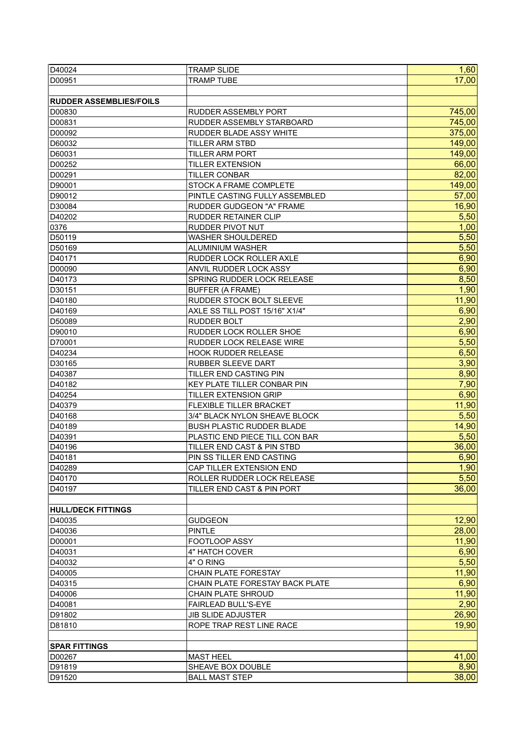| D40024 | TRAMP SLIDE | 1,60 |
|---|---|---|
| D00951 | TRAMP TUBE | 17,00 |
| | | |
| **RUDDER ASSEMBLIES/FOILS** | | |
| D00830 | RUDDER ASSEMBLY PORT | 745,00 |
| D00831 | RUDDER ASSEMBLY STARBOARD | 745,00 |
| D00092 | RUDDER BLADE ASSY WHITE | 375,00 |
| D60032 | TILLER ARM STBD | 149,00 |
| D60031 | TILLER ARM PORT | 149,00 |
| D00252 | TILLER EXTENSION | 66,00 |
| D00291 | TILLER CONBAR | 82,00 |
| D90001 | STOCK A FRAME COMPLETE | 149,00 |
| D90012 | PINTLE CASTING FULLY ASSEMBLED | 57,00 |
| D30084 | RUDDER GUDGEON "A" FRAME | 16,90 |
| D40202 | RUDDER RETAINER CLIP | 5,50 |
| 0376 | RUDDER PIVOT NUT | 1,00 |
| D50119 | WASHER SHOULDERED | 5,50 |
| D50169 | ALUMINIUM WASHER | 5,50 |
| D40171 | RUDDER LOCK ROLLER AXLE | 6,90 |
| D00090 | ANVIL RUDDER LOCK ASSY | 6,90 |
| D40173 | SPRING RUDDER LOCK RELEASE | 8,50 |
| D30151 | BUFFER (A FRAME) | 1,90 |
| D40180 | RUDDER STOCK BOLT SLEEVE | 11,90 |
| D40169 | AXLE SS TILL POST 15/16" X1/4" | 6,90 |
| D50089 | RUDDER BOLT | 2,90 |
| D90010 | RUDDER LOCK ROLLER SHOE | 6,90 |
| D70001 | RUDDER LOCK RELEASE WIRE | 5,50 |
| D40234 | HOOK RUDDER RELEASE | 6,50 |
| D30165 | RUBBER SLEEVE DART | 3,90 |
| D40387 | TILLER END CASTING PIN | 8,90 |
| D40182 | KEY PLATE TILLER CONBAR PIN | 7,90 |
| D40254 | TILLER EXTENSION GRIP | 6,90 |
| D40379 | FLEXIBLE TILLER BRACKET | 11,90 |
| D40168 | 3/4" BLACK NYLON SHEAVE BLOCK | 5,50 |
| D40189 | BUSH PLASTIC RUDDER BLADE | 14,90 |
| D40391 | PLASTIC END PIECE TILL CON BAR | 5,50 |
| D40196 | TILLER END CAST & PIN STBD | 36,00 |
| D40181 | PIN SS TILLER END CASTING | 6,90 |
| D40289 | CAP TILLER EXTENSION END | 1,90 |
| D40170 | ROLLER RUDDER LOCK RELEASE | 5,50 |
| D40197 | TILLER END CAST & PIN PORT | 36,00 |
| | | |
| **HULL/DECK FITTINGS** | | |
| D40035 | GUDGEON | 12,90 |
| D40036 | PINTLE | 28,00 |
| D00001 | FOOTLOOP ASSY | 11,90 |
| D40031 | 4" HATCH COVER | 6,90 |
| D40032 | 4" O RING | 5,50 |
| D40005 | CHAIN PLATE FORESTAY | 11,90 |
| D40315 | CHAIN PLATE FORESTAY BACK PLATE | 6,90 |
| D40006 | CHAIN PLATE SHROUD | 11,90 |
| D40081 | FAIRLEAD BULL'S-EYE | 2,90 |
| D91802 | JIB SLIDE ADJUSTER | 26,90 |
| D81810 | ROPE TRAP REST LINE RACE | 19,90 |
| | | |
| **SPAR FITTINGS** | | |
| D00267 | MAST HEEL | 41,00 |
| D91819 | SHEAVE BOX DOUBLE | 8,90 |
| D91520 | BALL MAST STEP | 38,00 |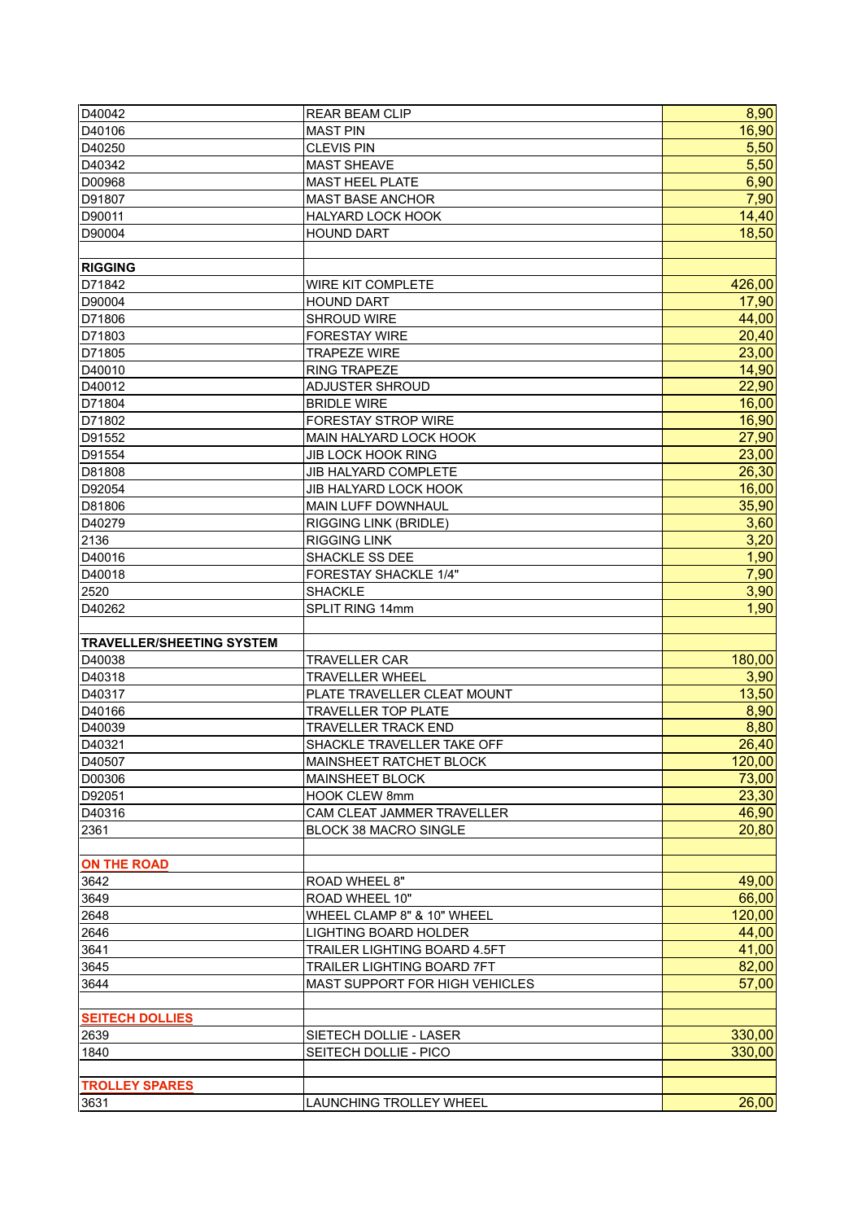| | | |
|---|---|---|
| D40042 | REAR BEAM CLIP | 8,90 |
| D40106 | MAST PIN | 16,90 |
| D40250 | CLEVIS PIN | 5,50 |
| D40342 | MAST SHEAVE | 5,50 |
| D00968 | MAST HEEL PLATE | 6,90 |
| D91807 | MAST BASE ANCHOR | 7,90 |
| D90011 | HALYARD LOCK HOOK | 14,40 |
| D90004 | HOUND DART | 18,50 |
| | | |
| **RIGGING** | | |
| D71842 | WIRE KIT COMPLETE | 426,00 |
| D90004 | HOUND DART | 17,90 |
| D71806 | SHROUD WIRE | 44,00 |
| D71803 | FORESTAY WIRE | 20,40 |
| D71805 | TRAPEZE WIRE | 23,00 |
| D40010 | RING TRAPEZE | 14,90 |
| D40012 | ADJUSTER SHROUD | 22,90 |
| D71804 | BRIDLE WIRE | 16,00 |
| D71802 | FORESTAY STROP WIRE | 16,90 |
| D91552 | MAIN HALYARD LOCK HOOK | 27,90 |
| D91554 | JIB LOCK HOOK RING | 23,00 |
| D81808 | JIB HALYARD COMPLETE | 26,30 |
| D92054 | JIB HALYARD LOCK HOOK | 16,00 |
| D81806 | MAIN LUFF DOWNHAUL | 35,90 |
| D40279 | RIGGING LINK (BRIDLE) | 3,60 |
| 2136 | RIGGING LINK | 3,20 |
| D40016 | SHACKLE SS DEE | 1,90 |
| D40018 | FORESTAY SHACKLE 1/4" | 7,90 |
| 2520 | SHACKLE | 3,90 |
| D40262 | SPLIT RING 14mm | 1,90 |
| | | |
| **TRAVELLER/SHEETING SYSTEM** | | |
| D40038 | TRAVELLER CAR | 180,00 |
| D40318 | TRAVELLER WHEEL | 3,90 |
| D40317 | PLATE TRAVELLER CLEAT MOUNT | 13,50 |
| D40166 | TRAVELLER TOP PLATE | 8,90 |
| D40039 | TRAVELLER TRACK END | 8,80 |
| D40321 | SHACKLE TRAVELLER TAKE OFF | 26,40 |
| D40507 | MAINSHEET RATCHET BLOCK | 120,00 |
| D00306 | MAINSHEET BLOCK | 73,00 |
| D92051 | HOOK CLEW 8mm | 23,30 |
| D40316 | CAM CLEAT JAMMER TRAVELLER | 46,90 |
| 2361 | BLOCK 38 MACRO SINGLE | 20,80 |
| | | |
| **ON THE ROAD** | | |
| 3642 | ROAD WHEEL 8" | 49,00 |
| 3649 | ROAD WHEEL 10" | 66,00 |
| 2648 | WHEEL CLAMP 8" & 10" WHEEL | 120,00 |
| 2646 | LIGHTING BOARD HOLDER | 44,00 |
| 3641 | TRAILER LIGHTING BOARD 4.5FT | 41,00 |
| 3645 | TRAILER LIGHTING BOARD 7FT | 82,00 |
| 3644 | MAST SUPPORT FOR HIGH VEHICLES | 57,00 |
| | | |
| **SEITECH DOLLIES** | | |
| 2639 | SIETECH DOLLIE - LASER | 330,00 |
| 1840 | SEITECH DOLLIE - PICO | 330,00 |
| | | |
| **TROLLEY SPARES** | | |
| 3631 | LAUNCHING TROLLEY WHEEL | 26,00 |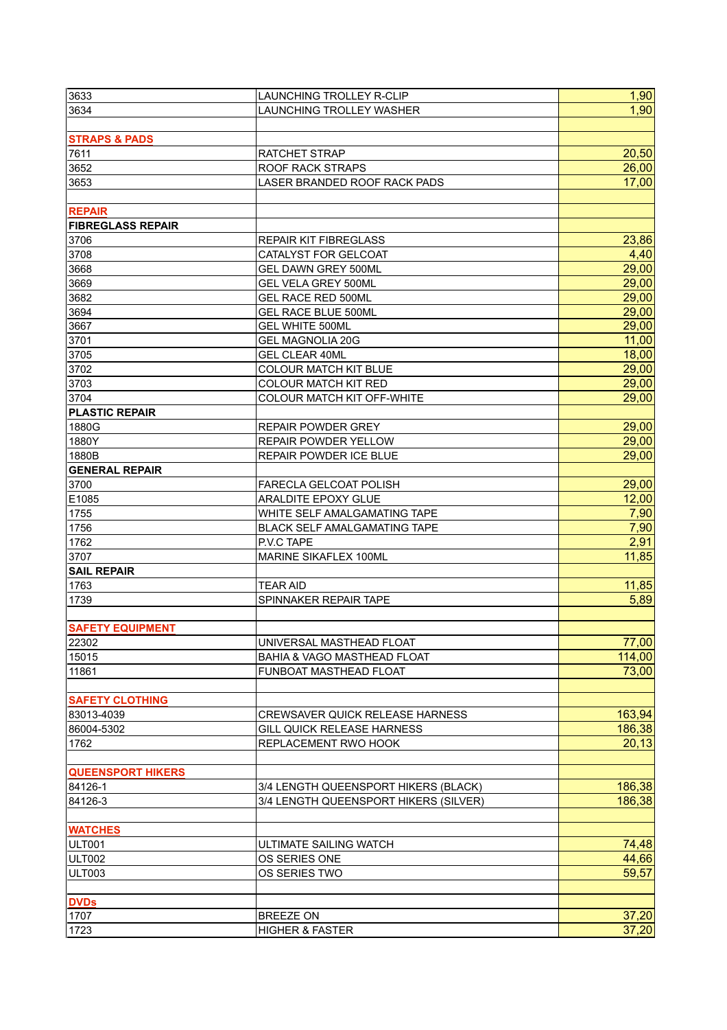| | | |
|---|---|---|
| 3633 | LAUNCHING TROLLEY R-CLIP | 1,90 |
| 3634 | LAUNCHING TROLLEY WASHER | 1,90 |
| | | |
| **STRAPS & PADS** | | |
| 7611 | RATCHET STRAP | 20,50 |
| 3652 | ROOF RACK STRAPS | 26,00 |
| 3653 | LASER BRANDED ROOF RACK PADS | 17,00 |
| | | |
| **REPAIR** | | |
| **FIBREGLASS REPAIR** | | |
| 3706 | REPAIR KIT FIBREGLASS | 23,86 |
| 3708 | CATALYST FOR GELCOAT | 4,40 |
| 3668 | GEL DAWN GREY 500ML | 29,00 |
| 3669 | GEL VELA GREY 500ML | 29,00 |
| 3682 | GEL RACE RED 500ML | 29,00 |
| 3694 | GEL RACE BLUE 500ML | 29,00 |
| 3667 | GEL WHITE 500ML | 29,00 |
| 3701 | GEL MAGNOLIA 20G | 11,00 |
| 3705 | GEL CLEAR 40ML | 18,00 |
| 3702 | COLOUR MATCH KIT BLUE | 29,00 |
| 3703 | COLOUR MATCH KIT RED | 29,00 |
| 3704 | COLOUR MATCH KIT OFF-WHITE | 29,00 |
| **PLASTIC REPAIR** | | |
| 1880G | REPAIR POWDER GREY | 29,00 |
| 1880Y | REPAIR POWDER YELLOW | 29,00 |
| 1880B | REPAIR POWDER ICE BLUE | 29,00 |
| **GENERAL REPAIR** | | |
| 3700 | FARECLA GELCOAT POLISH | 29,00 |
| E1085 | ARALDITE EPOXY GLUE | 12,00 |
| 1755 | WHITE SELF AMALGAMATING TAPE | 7,90 |
| 1756 | BLACK SELF AMALGAMATING TAPE | 7,90 |
| 1762 | P.V.C TAPE | 2,91 |
| 3707 | MARINE SIKAFLEX 100ML | 11,85 |
| **SAIL REPAIR** | | |
| 1763 | TEAR AID | 11,85 |
| 1739 | SPINNAKER REPAIR TAPE | 5,89 |
| | | |
| **SAFETY EQUIPMENT** | | |
| 22302 | UNIVERSAL MASTHEAD FLOAT | 77,00 |
| 15015 | BAHIA & VAGO MASTHEAD FLOAT | 114,00 |
| 11861 | FUNBOAT MASTHEAD FLOAT | 73,00 |
| | | |
| **SAFETY CLOTHING** | | |
| 83013-4039 | CREWSAVER QUICK RELEASE HARNESS | 163,94 |
| 86004-5302 | GILL QUICK RELEASE HARNESS | 186,38 |
| 1762 | REPLACEMENT RWO HOOK | 20,13 |
| | | |
| **QUEENSPORT HIKERS** | | |
| 84126-1 | 3/4 LENGTH QUEENSPORT HIKERS (BLACK) | 186,38 |
| 84126-3 | 3/4 LENGTH QUEENSPORT HIKERS (SILVER) | 186,38 |
| | | |
| **WATCHES** | | |
| ULT001 | ULTIMATE SAILING WATCH | 74,48 |
| ULT002 | OS SERIES ONE | 44,66 |
| ULT003 | OS SERIES TWO | 59,57 |
| | | |
| **DVDs** | | |
| 1707 | BREEZE ON | 37,20 |
| 1723 | HIGHER & FASTER | 37,20 |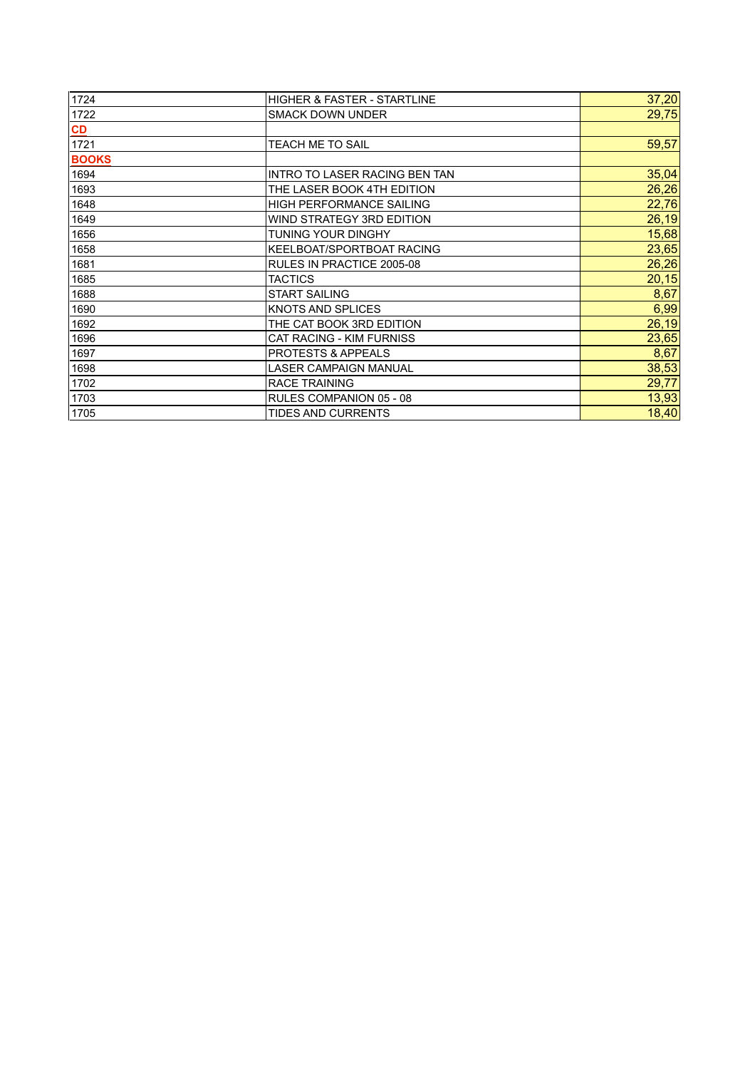| | | |
|---|---|---|
| 1724 | HIGHER & FASTER - STARTLINE | 37,20 |
| 1722 | SMACK DOWN UNDER | 29,75 |
| **CD** | | |
| 1721 | TEACH ME TO SAIL | 59,57 |
| **BOOKS** | | |
| 1694 | INTRO TO LASER RACING BEN TAN | 35,04 |
| 1693 | THE LASER BOOK 4TH EDITION | 26,26 |
| 1648 | HIGH PERFORMANCE SAILING | 22,76 |
| 1649 | WIND STRATEGY 3RD EDITION | 26,19 |
| 1656 | TUNING YOUR DINGHY | 15,68 |
| 1658 | KEELBOAT/SPORTBOAT RACING | 23,65 |
| 1681 | RULES IN PRACTICE 2005-08 | 26,26 |
| 1685 | TACTICS | 20,15 |
| 1688 | START SAILING | 8,67 |
| 1690 | KNOTS AND SPLICES | 6,99 |
| 1692 | THE CAT BOOK 3RD EDITION | 26,19 |
| 1696 | CAT RACING - KIM FURNISS | 23,65 |
| 1697 | PROTESTS & APPEALS | 8,67 |
| 1698 | LASER CAMPAIGN MANUAL | 38,53 |
| 1702 | RACE TRAINING | 29,77 |
| 1703 | RULES COMPANION 05 - 08 | 13,93 |
| 1705 | TIDES AND CURRENTS | 18,40 |